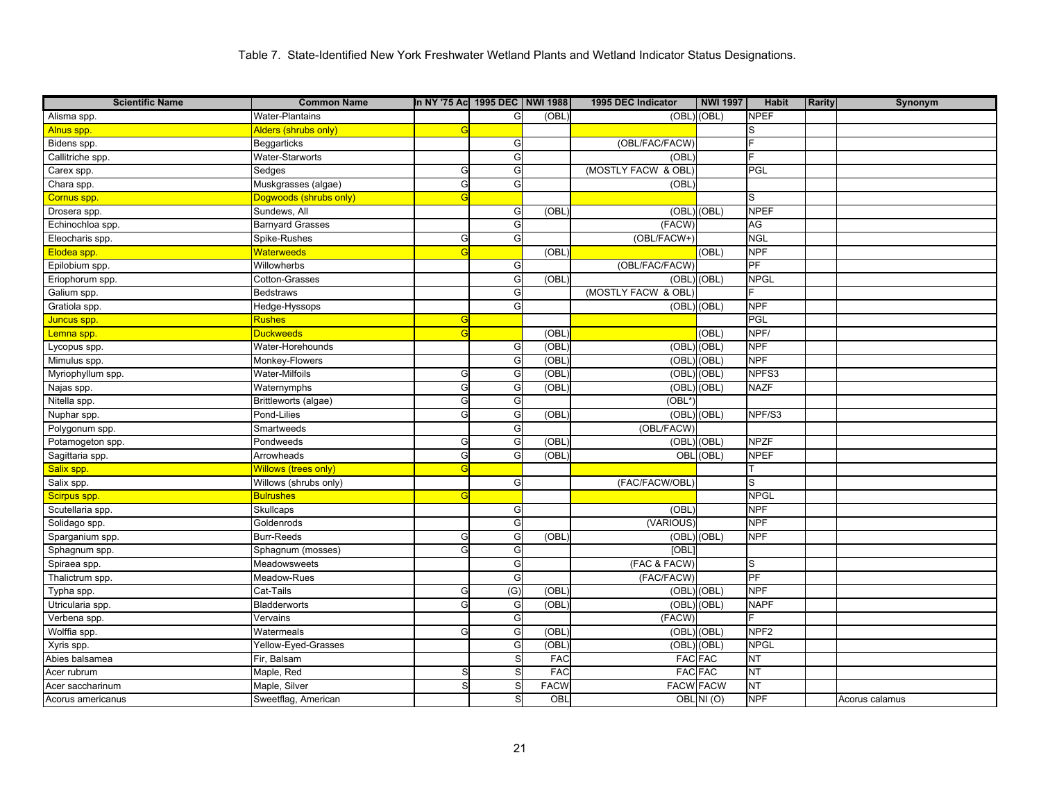Table 7. State-Identified New York Freshwater Wetland Plants and Wetland Indicator Status Designations.

| Scientific Name | Common Name | In NY '75 Ac | 1995 DEC | NWI 1988 | 1995 DEC Indicator | NWI 1997 | Habit | Rarity | Synonym |
|---|---|---|---|---|---|---|---|---|---|
| Alisma spp. | Water-Plantains | | G | (OBL) | (OBL) | (OBL) | NPEF | | |
| Alnus spp. | Alders (shrubs only) | G | | | | | S | | |
| Bidens spp. | Beggarticks | | G | | (OBL/FAC/FACW) | | F | | |
| Callitriche spp. | Water-Starworts | | G | | (OBL) | | F | | |
| Carex spp. | Sedges | G | G | | (MOSTLY FACW & OBL) | | PGL | | |
| Chara spp. | Muskgrasses (algae) | G | G | | (OBL) | | | | |
| Cornus spp. | Dogwoods (shrubs only) | G | | | | | S | | |
| Drosera spp. | Sundews, All | | G | (OBL) | (OBL) | (OBL) | NPEF | | |
| Echinochloa spp. | Barnyard Grasses | | G | | (FACW) | | AG | | |
| Eleocharis spp. | Spike-Rushes | G | G | | (OBL/FACW+) | | NGL | | |
| Elodea spp. | Waterweeds | G | | (OBL) | | (OBL) | NPF | | |
| Epilobium spp. | Willowherbs | | G | | (OBL/FAC/FACW) | | PF | | |
| Eriophorum spp. | Cotton-Grasses | | G | (OBL) | (OBL) | (OBL) | NPGL | | |
| Galium spp. | Bedstraws | | G | | (MOSTLY FACW & OBL) | | F | | |
| Gratiola spp. | Hedge-Hyssops | | G | | (OBL) | (OBL) | NPF | | |
| Juncus spp. | Rushes | G | | | | | PGL | | |
| Lemna spp. | Duckweeds | G | | (OBL) | | (OBL) | NPF/ | | |
| Lycopus spp. | Water-Horehounds | | G | (OBL) | (OBL) | (OBL) | NPF | | |
| Mimulus spp. | Monkey-Flowers | | G | (OBL) | (OBL) | (OBL) | NPF | | |
| Myriophyllum spp. | Water-Milfoils | G | G | (OBL) | (OBL) | (OBL) | NPFS3 | | |
| Najas spp. | Waternymphs | G | G | (OBL) | (OBL) | (OBL) | NAZF | | |
| Nitella spp. | Brittleworts (algae) | G | G | | (OBL*) | | | | |
| Nuphar spp. | Pond-Lilies | G | G | (OBL) | (OBL) | (OBL) | NPF/S3 | | |
| Polygonum spp. | Smartweeds | | G | | (OBL/FACW) | | | | |
| Potamogeton spp. | Pondweeds | G | G | (OBL) | (OBL) | (OBL) | NPZF | | |
| Sagittaria spp. | Arrowheads | G | G | (OBL) | OBL | (OBL) | NPEF | | |
| Salix spp. | Willows (trees only) | G | | | | | T | | |
| Salix spp. | Willows (shrubs only) | | G | | (FAC/FACW/OBL) | | S | | |
| Scirpus spp. | Bulrushes | G | | | | | NPGL | | |
| Scutellaria spp. | Skullcaps | | G | | (OBL) | | NPF | | |
| Solidago spp. | Goldenrods | | G | | (VARIOUS) | | NPF | | |
| Sparganium spp. | Burr-Reeds | G | G | (OBL) | (OBL) | (OBL) | NPF | | |
| Sphagnum spp. | Sphagnum (mosses) | G | G | | [OBL] | | | | |
| Spiraea spp. | Meadowsweets | | G | | (FAC & FACW) | | S | | |
| Thalictrum spp. | Meadow-Rues | | G | | (FAC/FACW) | | PF | | |
| Typha spp. | Cat-Tails | G | (G) | (OBL) | (OBL) | (OBL) | NPF | | |
| Utricularia spp. | Bladderworts | G | G | (OBL) | (OBL) | (OBL) | NAPF | | |
| Verbena spp. | Vervains | | G | | (FACW) | | F | | |
| Wolffia spp. | Watermeals | G | G | (OBL) | (OBL) | (OBL) | NPF2 | | |
| Xyris spp. | Yellow-Eyed-Grasses | | G | (OBL) | (OBL) | (OBL) | NPGL | | |
| Abies balsamea | Fir, Balsam | | S | FAC | FAC | FAC | NT | | |
| Acer rubrum | Maple, Red | S | S | FAC | FAC | FAC | NT | | |
| Acer saccharinum | Maple, Silver | S | S | FACW | FACW | FACW | NT | | |
| Acorus americanus | Sweetflag, American | | S | OBL | OBL | NI (O) | NPF | | Acorus calamus |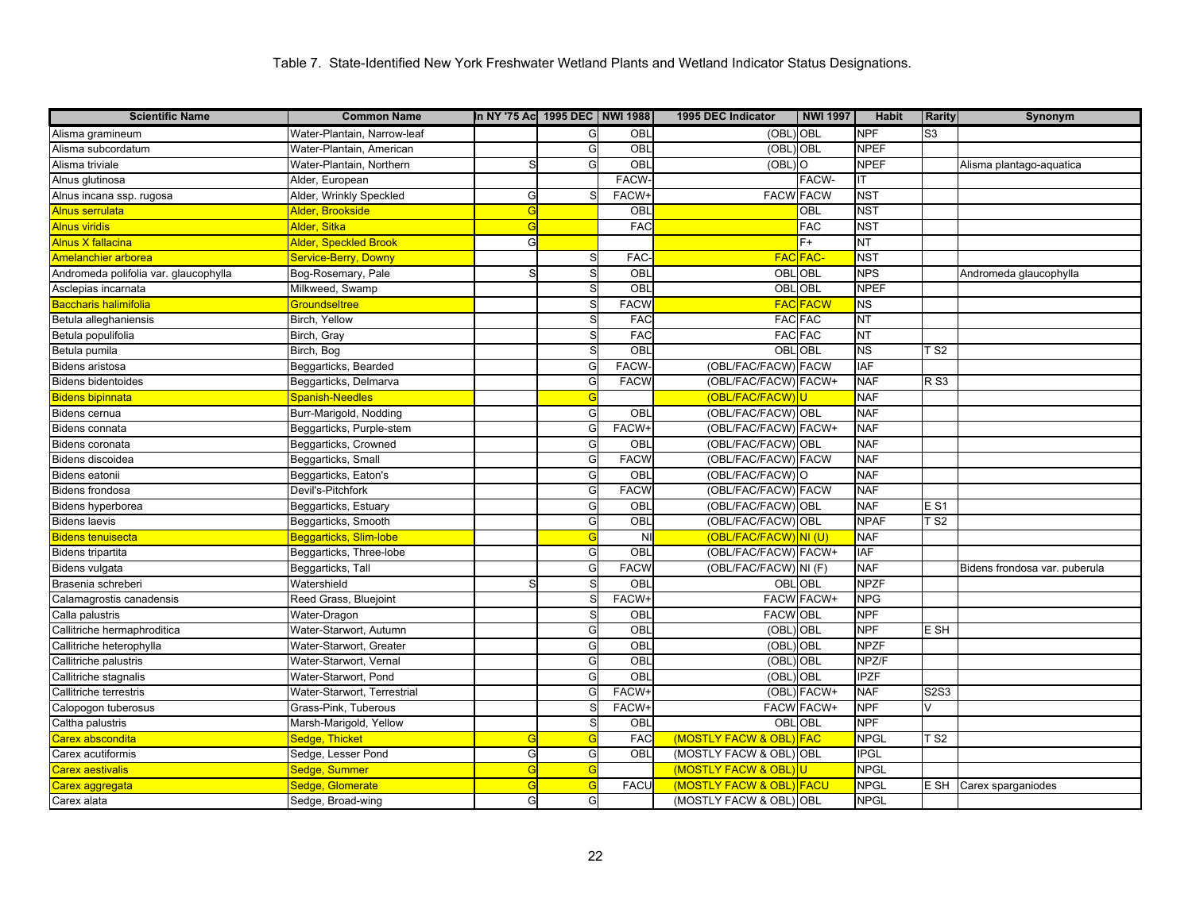Table 7. State-Identified New York Freshwater Wetland Plants and Wetland Indicator Status Designations.

| Scientific Name | Common Name | In NY '75 Ac | 1995 DEC | NWI 1988 | 1995 DEC Indicator | NWI 1997 | Habit | Rarity | Synonym |
|---|---|---|---|---|---|---|---|---|---|
| Alisma gramineum | Water-Plantain, Narrow-leaf | | G | OBL | (OBL) | OBL | NPF | S3 | |
| Alisma subcordatum | Water-Plantain, American | | G | OBL | (OBL) | OBL | NPEF | | |
| Alisma triviale | Water-Plantain, Northern | S | G | OBL | (OBL) | O | NPEF | | Alisma plantago-aquatica |
| Alnus glutinosa | Alder, European | | | FACW- | | FACW- | IT | | |
| Alnus incana ssp. rugosa | Alder, Wrinkly Speckled | G | S | FACW+ | FACW | FACW | NST | | |
| Alnus serrulata | Alder, Brookside | G | | OBL | | OBL | NST | | |
| Alnus viridis | Alder, Sitka | G | | FAC | | FAC | NST | | |
| Alnus X fallacina | Alder, Speckled Brook | G | | | | F+ | NT | | |
| Amelanchier arborea | Service-Berry, Downy | | S | FAC- | FAC | FAC- | NST | | |
| Andromeda polifolia var. glaucophylla | Bog-Rosemary, Pale | S | S | OBL | OBL | OBL | NPS | | Andromeda glaucophylla |
| Asclepias incarnata | Milkweed, Swamp | | S | OBL | OBL | OBL | NPEF | | |
| Baccharis halimifolia | Groundseltree | | S | FACW | FAC | FACW | NS | | |
| Betula alleghaniensis | Birch, Yellow | | S | FAC | FAC | FAC | NT | | |
| Betula populifolia | Birch, Gray | | S | FAC | FAC | FAC | NT | | |
| Betula pumila | Birch, Bog | | S | OBL | OBL | OBL | NS | T S2 | |
| Bidens aristosa | Beggarticks, Bearded | | G | FACW- | (OBL/FAC/FACW) | FACW | IAF | | |
| Bidens bidentoides | Beggarticks, Delmarva | | G | FACW | (OBL/FAC/FACW) | FACW+ | NAF | R S3 | |
| Bidens bipinnata | Spanish-Needles | | G | | (OBL/FAC/FACW) | U | NAF | | |
| Bidens cernua | Burr-Marigold, Nodding | | G | OBL | (OBL/FAC/FACW) | OBL | NAF | | |
| Bidens connata | Beggarticks, Purple-stem | | G | FACW+ | (OBL/FAC/FACW) | FACW+ | NAF | | |
| Bidens coronata | Beggarticks, Crowned | | G | OBL | (OBL/FAC/FACW) | OBL | NAF | | |
| Bidens discoidea | Beggarticks, Small | | G | FACW | (OBL/FAC/FACW) | FACW | NAF | | |
| Bidens eatonii | Beggarticks, Eaton's | | G | OBL | (OBL/FAC/FACW) | O | NAF | | |
| Bidens frondosa | Devil's-Pitchfork | | G | FACW | (OBL/FAC/FACW) | FACW | NAF | | |
| Bidens hyperborea | Beggarticks, Estuary | | G | OBL | (OBL/FAC/FACW) | OBL | NAF | E S1 | |
| Bidens laevis | Beggarticks, Smooth | | G | OBL | (OBL/FAC/FACW) | OBL | NPAF | T S2 | |
| Bidens tenuisecta | Beggarticks, Slim-lobe | | G | NI | (OBL/FAC/FACW) | NI (U) | NAF | | |
| Bidens tripartita | Beggarticks, Three-lobe | | G | OBL | (OBL/FAC/FACW) | FACW+ | IAF | | |
| Bidens vulgata | Beggarticks, Tall | | G | FACW | (OBL/FAC/FACW) | NI (F) | NAF | | Bidens frondosa var. puberula |
| Brasenia schreberi | Watershield | S | S | OBL | OBL | OBL | NPZF | | |
| Calamagrostis canadensis | Reed Grass, Bluejoint | | S | FACW+ | FACW | FACW+ | NPG | | |
| Calla palustris | Water-Dragon | | S | OBL | FACW | OBL | NPF | | |
| Callitriche hermaphroditica | Water-Starwort, Autumn | | G | OBL | (OBL) | OBL | NPF | E SH | |
| Callitriche heterophylla | Water-Starwort, Greater | | G | OBL | (OBL) | OBL | NPZF | | |
| Callitriche palustris | Water-Starwort, Vernal | | G | OBL | (OBL) | OBL | NPZ/F | | |
| Callitriche stagnalis | Water-Starwort, Pond | | G | OBL | (OBL) | OBL | IPZF | | |
| Callitriche terrestris | Water-Starwort, Terrestrial | | G | FACW+ | (OBL) | FACW+ | NAF | S2S3 | |
| Calopogon tuberosus | Grass-Pink, Tuberous | | S | FACW+ | FACW | FACW+ | NPF | V | |
| Caltha palustris | Marsh-Marigold, Yellow | | S | OBL | OBL | OBL | NPF | | |
| Carex abscondita | Sedge, Thicket | G | G | FAC | (MOSTLY FACW & OBL) | FAC | NPGL | T S2 | |
| Carex acutiformis | Sedge, Lesser Pond | G | G | OBL | (MOSTLY FACW & OBL) | OBL | IPGL | | |
| Carex aestivalis | Sedge, Summer | G | G | | (MOSTLY FACW & OBL) | U | NPGL | | |
| Carex aggregata | Sedge, Glomerate | G | G | FACU | (MOSTLY FACW & OBL) | FACU | NPGL | E SH | Carex sparganiodes |
| Carex alata | Sedge, Broad-wing | G | G | | (MOSTLY FACW & OBL) | OBL | NPGL | | |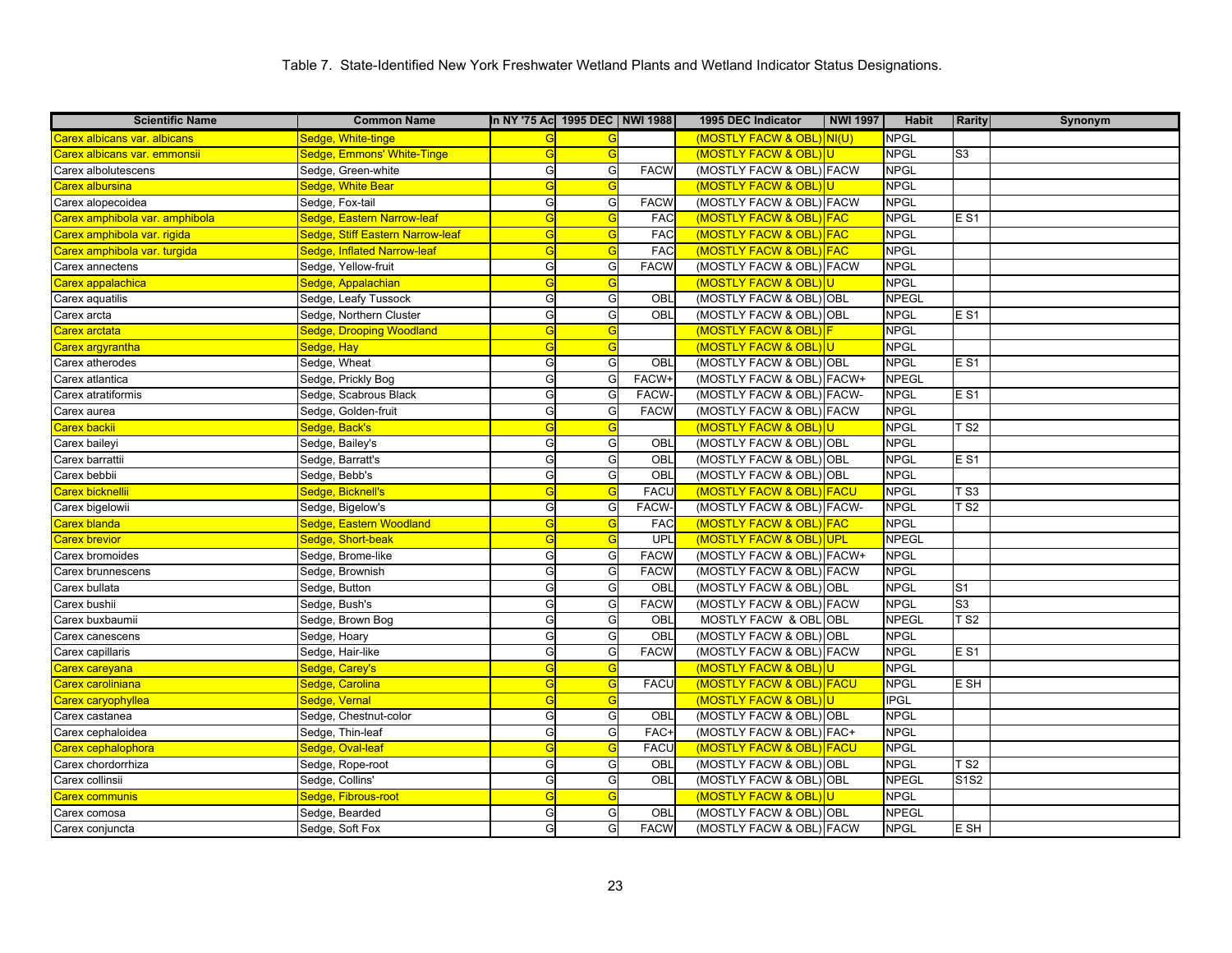Table 7. State-Identified New York Freshwater Wetland Plants and Wetland Indicator Status Designations.

| Scientific Name | Common Name | In NY '75 Ac | 1995 DEC | NWI 1988 | 1995 DEC Indicator | NWI 1997 | Habit | Rarity | Synonym |
|---|---|---|---|---|---|---|---|---|---|
| Carex albicans var. albicans | Sedge, White-tinge | G | G | | (MOSTLY FACW & OBL) | NI(U) | NPGL | | |
| Carex albicans var. emmonsii | Sedge, Emmons' White-Tinge | G | G | | (MOSTLY FACW & OBL) | U | NPGL | S3 | |
| Carex albolutescens | Sedge, Green-white | G | G | FACW | (MOSTLY FACW & OBL) | FACW | NPGL | | |
| Carex albursina | Sedge, White Bear | G | G | | (MOSTLY FACW & OBL) | U | NPGL | | |
| Carex alopecoidea | Sedge, Fox-tail | G | G | FACW | (MOSTLY FACW & OBL) | FACW | NPGL | | |
| Carex amphibola var. amphibola | Sedge, Eastern Narrow-leaf | G | G | FAC | (MOSTLY FACW & OBL) | FAC | NPGL | E S1 | |
| Carex amphibola var. rigida | Sedge, Stiff Eastern Narrow-leaf | G | G | FAC | (MOSTLY FACW & OBL) | FAC | NPGL | | |
| Carex amphibola var. turgida | Sedge, Inflated Narrow-leaf | G | G | FAC | (MOSTLY FACW & OBL) | FAC | NPGL | | |
| Carex annectens | Sedge, Yellow-fruit | G | G | FACW | (MOSTLY FACW & OBL) | FACW | NPGL | | |
| Carex appalachica | Sedge, Appalachian | G | G | | (MOSTLY FACW & OBL) | U | NPGL | | |
| Carex aquatilis | Sedge, Leafy Tussock | G | G | OBL | (MOSTLY FACW & OBL) | OBL | NPEGL | | |
| Carex arcta | Sedge, Northern Cluster | G | G | OBL | (MOSTLY FACW & OBL) | OBL | NPGL | E S1 | |
| Carex arctata | Sedge, Drooping Woodland | G | G | | (MOSTLY FACW & OBL) | F | NPGL | | |
| Carex argyrantha | Sedge, Hay | G | G | | (MOSTLY FACW & OBL) | U | NPGL | | |
| Carex atherodes | Sedge, Wheat | G | G | OBL | (MOSTLY FACW & OBL) | OBL | NPGL | E S1 | |
| Carex atlantica | Sedge, Prickly Bog | G | G | FACW+ | (MOSTLY FACW & OBL) | FACW+ | NPEGL | | |
| Carex atratiformis | Sedge, Scabrous Black | G | G | FACW- | (MOSTLY FACW & OBL) | FACW- | NPGL | E S1 | |
| Carex aurea | Sedge, Golden-fruit | G | G | FACW | (MOSTLY FACW & OBL) | FACW | NPGL | | |
| Carex backii | Sedge, Back's | G | G | | (MOSTLY FACW & OBL) | U | NPGL | T S2 | |
| Carex baileyi | Sedge, Bailey's | G | G | OBL | (MOSTLY FACW & OBL) | OBL | NPGL | | |
| Carex barrattii | Sedge, Barratt's | G | G | OBL | (MOSTLY FACW & OBL) | OBL | NPGL | E S1 | |
| Carex bebbii | Sedge, Bebb's | G | G | OBL | (MOSTLY FACW & OBL) | OBL | NPGL | | |
| Carex bicknellii | Sedge, Bicknell's | G | G | FACU | (MOSTLY FACW & OBL) | FACU | NPGL | T S3 | |
| Carex bigelowii | Sedge, Bigelow's | G | G | FACW- | (MOSTLY FACW & OBL) | FACW- | NPGL | T S2 | |
| Carex blanda | Sedge, Eastern Woodland | G | G | FAC | (MOSTLY FACW & OBL) | FAC | NPGL | | |
| Carex brevior | Sedge, Short-beak | G | G | UPL | (MOSTLY FACW & OBL) | UPL | NPEGL | | |
| Carex bromoides | Sedge, Brome-like | G | G | FACW | (MOSTLY FACW & OBL) | FACW+ | NPGL | | |
| Carex brunnescens | Sedge, Brownish | G | G | FACW | (MOSTLY FACW & OBL) | FACW | NPGL | | |
| Carex bullata | Sedge, Button | G | G | OBL | (MOSTLY FACW & OBL) | OBL | NPGL | S1 | |
| Carex bushii | Sedge, Bush's | G | G | FACW | (MOSTLY FACW & OBL) | FACW | NPGL | S3 | |
| Carex buxbaumii | Sedge, Brown Bog | G | G | OBL | MOSTLY FACW & OBL | OBL | NPEGL | T S2 | |
| Carex canescens | Sedge, Hoary | G | G | OBL | (MOSTLY FACW & OBL) | OBL | NPGL | | |
| Carex capillaris | Sedge, Hair-like | G | G | FACW | (MOSTLY FACW & OBL) | FACW | NPGL | E S1 | |
| Carex careyana | Sedge, Carey's | G | G | | (MOSTLY FACW & OBL) | U | NPGL | | |
| Carex caroliniana | Sedge, Carolina | G | G | FACU | (MOSTLY FACW & OBL) | FACU | NPGL | E SH | |
| Carex caryophyllea | Sedge, Vernal | G | G | | (MOSTLY FACW & OBL) | U | IPGL | | |
| Carex castanea | Sedge, Chestnut-color | G | G | OBL | (MOSTLY FACW & OBL) | OBL | NPGL | | |
| Carex cephaloidea | Sedge, Thin-leaf | G | G | FAC+ | (MOSTLY FACW & OBL) | FAC+ | NPGL | | |
| Carex cephalophora | Sedge, Oval-leaf | G | G | FACU | (MOSTLY FACW & OBL) | FACU | NPGL | | |
| Carex chordorrhiza | Sedge, Rope-root | G | G | OBL | (MOSTLY FACW & OBL) | OBL | NPGL | T S2 | |
| Carex collinsii | Sedge, Collins' | G | G | OBL | (MOSTLY FACW & OBL) | OBL | NPEGL | S1S2 | |
| Carex communis | Sedge, Fibrous-root | G | G | | (MOSTLY FACW & OBL) | U | NPGL | | |
| Carex comosa | Sedge, Bearded | G | G | OBL | (MOSTLY FACW & OBL) | OBL | NPEGL | | |
| Carex conjuncta | Sedge, Soft Fox | G | G | FACW | (MOSTLY FACW & OBL) | FACW | NPGL | E SH | |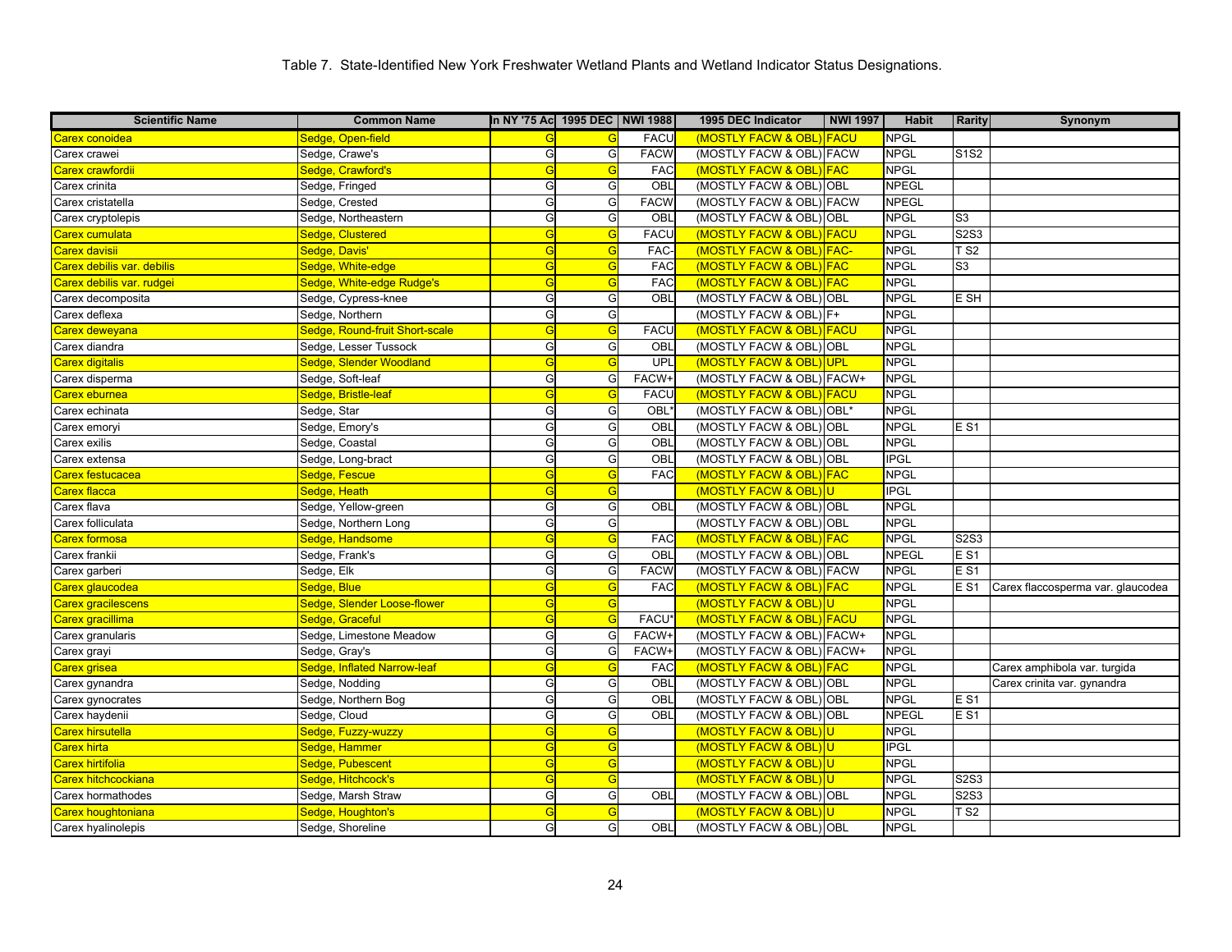Table 7. State-Identified New York Freshwater Wetland Plants and Wetland Indicator Status Designations.

| Scientific Name | Common Name | In NY '75 Ac | 1995 DEC | NWI 1988 | 1995 DEC Indicator | NWI 1997 | Habit | Rarity | Synonym |
|---|---|---|---|---|---|---|---|---|---|
| Carex conoidea | Sedge, Open-field | G | G | FACU | (MOSTLY FACW & OBL) | FACU | NPGL | | |
| Carex crawei | Sedge, Crawe's | G | G | FACW | (MOSTLY FACW & OBL) | FACW | NPGL | S1S2 | |
| Carex crawfordii | Sedge, Crawford's | G | G | FAC | (MOSTLY FACW & OBL) | FAC | NPGL | | |
| Carex crinita | Sedge, Fringed | G | G | OBL | (MOSTLY FACW & OBL) | OBL | NPEGL | | |
| Carex cristatella | Sedge, Crested | G | G | FACW | (MOSTLY FACW & OBL) | FACW | NPEGL | | |
| Carex cryptolepis | Sedge, Northeastern | G | G | OBL | (MOSTLY FACW & OBL) | OBL | NPGL | S3 | |
| Carex cumulata | Sedge, Clustered | G | G | FACU | (MOSTLY FACW & OBL) | FACU | NPGL | S2S3 | |
| Carex davisii | Sedge, Davis' | G | G | FAC- | (MOSTLY FACW & OBL) | FAC- | NPGL | T S2 | |
| Carex debilis var. debilis | Sedge, White-edge | G | G | FAC | (MOSTLY FACW & OBL) | FAC | NPGL | S3 | |
| Carex debilis var. rudgei | Sedge, White-edge Rudge's | G | G | FAC | (MOSTLY FACW & OBL) | FAC | NPGL | | |
| Carex decomposita | Sedge, Cypress-knee | G | G | OBL | (MOSTLY FACW & OBL) | OBL | NPGL | E SH | |
| Carex deflexa | Sedge, Northern | G | G | | (MOSTLY FACW & OBL) | F+ | NPGL | | |
| Carex deweyana | Sedge, Round-fruit Short-scale | G | G | FACU | (MOSTLY FACW & OBL) | FACU | NPGL | | |
| Carex diandra | Sedge, Lesser Tussock | G | G | OBL | (MOSTLY FACW & OBL) | OBL | NPGL | | |
| Carex digitalis | Sedge, Slender Woodland | G | G | UPL | (MOSTLY FACW & OBL) | UPL | NPGL | | |
| Carex disperma | Sedge, Soft-leaf | G | G | FACW+ | (MOSTLY FACW & OBL) | FACW+ | NPGL | | |
| Carex eburnea | Sedge, Bristle-leaf | G | G | FACU | (MOSTLY FACW & OBL) | FACU | NPGL | | |
| Carex echinata | Sedge, Star | G | G | OBL* | (MOSTLY FACW & OBL) | OBL* | NPGL | | |
| Carex emoryi | Sedge, Emory's | G | G | OBL | (MOSTLY FACW & OBL) | OBL | NPGL | E S1 | |
| Carex exilis | Sedge, Coastal | G | G | OBL | (MOSTLY FACW & OBL) | OBL | NPGL | | |
| Carex extensa | Sedge, Long-bract | G | G | OBL | (MOSTLY FACW & OBL) | OBL | IPGL | | |
| Carex festucacea | Sedge, Fescue | G | G | FAC | (MOSTLY FACW & OBL) | FAC | NPGL | | |
| Carex flacca | Sedge, Heath | G | G | | (MOSTLY FACW & OBL) | U | IPGL | | |
| Carex flava | Sedge, Yellow-green | G | G | OBL | (MOSTLY FACW & OBL) | OBL | NPGL | | |
| Carex folliculata | Sedge, Northern Long | G | G | | (MOSTLY FACW & OBL) | OBL | NPGL | | |
| Carex formosa | Sedge, Handsome | G | G | FAC | (MOSTLY FACW & OBL) | FAC | NPGL | S2S3 | |
| Carex frankii | Sedge, Frank's | G | G | OBL | (MOSTLY FACW & OBL) | OBL | NPEGL | E S1 | |
| Carex garberi | Sedge, Elk | G | G | FACW | (MOSTLY FACW & OBL) | FACW | NPGL | E S1 | |
| Carex glaucodea | Sedge, Blue | G | G | FAC | (MOSTLY FACW & OBL) | FAC | NPGL | E S1 | Carex flaccosperma var. glaucodea |
| Carex gracilescens | Sedge, Slender Loose-flower | G | G | | (MOSTLY FACW & OBL) | U | NPGL | | |
| Carex gracillima | Sedge, Graceful | G | G | FACU* | (MOSTLY FACW & OBL) | FACU | NPGL | | |
| Carex granularis | Sedge, Limestone Meadow | G | G | FACW+ | (MOSTLY FACW & OBL) | FACW+ | NPGL | | |
| Carex grayi | Sedge, Gray's | G | G | FACW+ | (MOSTLY FACW & OBL) | FACW+ | NPGL | | |
| Carex grisea | Sedge, Inflated Narrow-leaf | G | G | FAC | (MOSTLY FACW & OBL) | FAC | NPGL | | Carex amphibola var. turgida |
| Carex gynandra | Sedge, Nodding | G | G | OBL | (MOSTLY FACW & OBL) | OBL | NPGL | | Carex crinita var. gynandra |
| Carex gynocrates | Sedge, Northern Bog | G | G | OBL | (MOSTLY FACW & OBL) | OBL | NPGL | E S1 | |
| Carex haydenii | Sedge, Cloud | G | G | OBL | (MOSTLY FACW & OBL) | OBL | NPEGL | E S1 | |
| Carex hirsutella | Sedge, Fuzzy-wuzzy | G | G | | (MOSTLY FACW & OBL) | U | NPGL | | |
| Carex hirta | Sedge, Hammer | G | G | | (MOSTLY FACW & OBL) | U | IPGL | | |
| Carex hirtifolia | Sedge, Pubescent | G | G | | (MOSTLY FACW & OBL) | U | NPGL | | |
| Carex hitchcockiana | Sedge, Hitchcock's | G | G | | (MOSTLY FACW & OBL) | U | NPGL | S2S3 | |
| Carex hormathodes | Sedge, Marsh Straw | G | G | OBL | (MOSTLY FACW & OBL) | OBL | NPGL | S2S3 | |
| Carex houghtoniana | Sedge, Houghton's | G | G | | (MOSTLY FACW & OBL) | U | NPGL | T S2 | |
| Carex hyalinolepis | Sedge, Shoreline | G | G | OBL | (MOSTLY FACW & OBL) | OBL | NPGL | | |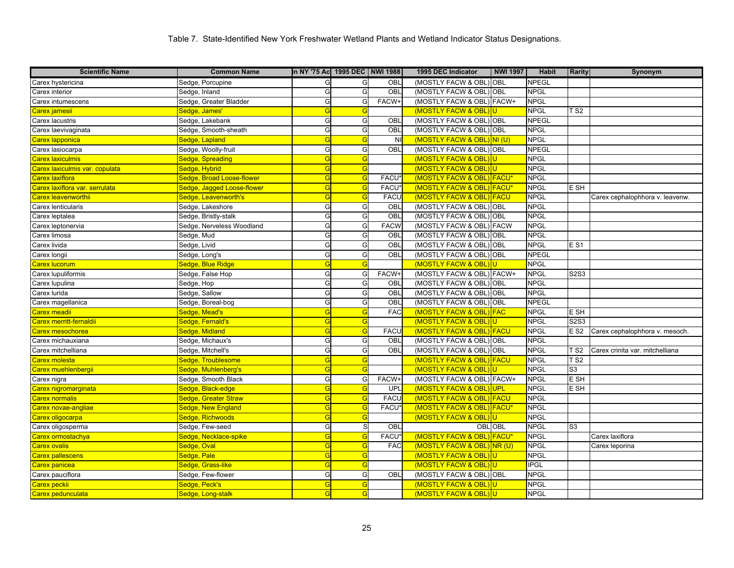Table 7. State-Identified New York Freshwater Wetland Plants and Wetland Indicator Status Designations.

| Scientific Name | Common Name | In NY '75 Ac | 1995 DEC | NWI 1988 | 1995 DEC Indicator | NWI 1997 | Habit | Rarity | Synonym |
|---|---|---|---|---|---|---|---|---|---|
| Carex hystericina | Sedge, Porcupine | G | G | OBL | (MOSTLY FACW & OBL) | OBL | NPEGL | | |
| Carex interior | Sedge, Inland | G | G | OBL | (MOSTLY FACW & OBL) | OBL | NPGL | | |
| Carex intumescens | Sedge, Greater Bladder | G | G | FACW+ | (MOSTLY FACW & OBL) | FACW+ | NPGL | | |
| Carex jamesii | Sedge, James' | G | G | | (MOSTLY FACW & OBL) | U | NPGL | T S2 | |
| Carex lacustris | Sedge, Lakebank | G | G | OBL | (MOSTLY FACW & OBL) | OBL | NPEGL | | |
| Carex laevivaginata | Sedge, Smooth-sheath | G | G | OBL | (MOSTLY FACW & OBL) | OBL | NPGL | | |
| Carex lapponica | Sedge, Lapland | G | G | NI | (MOSTLY FACW & OBL) | NI (U) | NPGL | | |
| Carex lasiocarpa | Sedge, Woolly-fruit | G | G | OBL | (MOSTLY FACW & OBL) | OBL | NPEGL | | |
| Carex laxiculmis | Sedge, Spreading | G | G | | (MOSTLY FACW & OBL) | U | NPGL | | |
| Carex laxiculmis var. copulata | Sedge, Hybrid | G | G | | (MOSTLY FACW & OBL) | U | NPGL | | |
| Carex laxiflora | Sedge, Broad Loose-flower | G | G | FACU* | (MOSTLY FACW & OBL) | FACU* | NPGL | | |
| Carex laxiflora var. serrulata | Sedge, Jagged Loose-flower | G | G | FACU* | (MOSTLY FACW & OBL) | FACU* | NPGL | E SH | |
| Carex leavenworthii | Sedge, Leavenworth's | G | G | FACU | (MOSTLY FACW & OBL) | FACU | NPGL | | Carex cephalophhora v. leavenw. |
| Carex lenticularis | Sedge, Lakeshore | G | G | OBL | (MOSTLY FACW & OBL) | OBL | NPGL | | |
| Carex leptalea | Sedge, Bristly-stalk | G | G | OBL | (MOSTLY FACW & OBL) | OBL | NPGL | | |
| Carex leptonervia | Sedge, Nerveless Woodland | G | G | FACW | (MOSTLY FACW & OBL) | FACW | NPGL | | |
| Carex limosa | Sedge, Mud | G | G | OBL | (MOSTLY FACW & OBL) | OBL | NPGL | | |
| Carex livida | Sedge, Livid | G | G | OBL | (MOSTLY FACW & OBL) | OBL | NPGL | E S1 | |
| Carex longii | Sedge, Long's | G | G | OBL | (MOSTLY FACW & OBL) | OBL | NPEGL | | |
| Carex lucorum | Sedge, Blue Ridge | G | G | | (MOSTLY FACW & OBL) | U | NPGL | | |
| Carex lupuliformis | Sedge, False Hop | G | G | FACW+ | (MOSTLY FACW & OBL) | FACW+ | NPGL | S2S3 | |
| Carex lupulina | Sedge, Hop | G | G | OBL | (MOSTLY FACW & OBL) | OBL | NPGL | | |
| Carex lurida | Sedge, Sallow | G | G | OBL | (MOSTLY FACW & OBL) | OBL | NPGL | | |
| Carex magellanica | Sedge, Boreal-bog | G | G | OBL | (MOSTLY FACW & OBL) | OBL | NPEGL | | |
| Carex meadii | Sedge, Mead's | G | G | FAC | (MOSTLY FACW & OBL) | FAC | NPGL | E SH | |
| Carex merritt-fernaldii | Sedge, Fernald's | G | G | | (MOSTLY FACW & OBL) | U | NPGL | S2S3 | |
| Carex mesochorea | Sedge, Midland | G | G | FACU | (MOSTLY FACW & OBL) | FACU | NPGL | E S2 | Carex cephalophhora v. mesoch. |
| Carex michauxiana | Sedge, Michaux's | G | G | OBL | (MOSTLY FACW & OBL) | OBL | NPGL | | |
| Carex mitchelliana | Sedge, Mitchell's | G | G | OBL | (MOSTLY FACW & OBL) | OBL | NPGL | T S2 | Carex crinita var. mitchelliana |
| Carex molesta | Sedge, Troublesome | G | G | | (MOSTLY FACW & OBL) | FACU | NPGL | T S2 | |
| Carex muehlenbergii | Sedge, Muhlenberg's | G | G | | (MOSTLY FACW & OBL) | U | NPGL | S3 | |
| Carex nigra | Sedge, Smooth Black | G | G | FACW+ | (MOSTLY FACW & OBL) | FACW+ | NPGL | E SH | |
| Carex nigromarginata | Sedge, Black-edge | G | G | UPL | (MOSTLY FACW & OBL) | UPL | NPGL | E SH | |
| Carex normalis | Sedge, Greater Straw | G | G | FACU | (MOSTLY FACW & OBL) | FACU | NPGL | | |
| Carex novae-angliae | Sedge, New England | G | G | FACU* | (MOSTLY FACW & OBL) | FACU* | NPGL | | |
| Carex oligocarpa | Sedge, Richwoods | G | G | | (MOSTLY FACW & OBL) | U | NPGL | | |
| Carex oligosperma | Sedge, Few-seed | G | S | OBL | OBL | OBL | NPGL | S3 | |
| Carex ormostachya | Sedge, Necklace-spike | G | G | FACU* | (MOSTLY FACW & OBL) | FACU* | NPGL | | Carex laxiflora |
| Carex ovalis | Sedge, Oval | G | G | FAC | (MOSTLY FACW & OBL) | NR (U) | NPGL | | Carex leporina |
| Carex pallescens | Sedge, Pale | G | G | | (MOSTLY FACW & OBL) | U | NPGL | | |
| Carex panicea | Sedge, Grass-like | G | G | | (MOSTLY FACW & OBL) | U | IPGL | | |
| Carex pauciflora | Sedge, Few-flower | G | G | OBL | (MOSTLY FACW & OBL) | OBL | NPGL | | |
| Carex peckii | Sedge, Peck's | G | G | | (MOSTLY FACW & OBL) | U | NPGL | | |
| Carex pedunculata | Sedge, Long-stalk | G | G | | (MOSTLY FACW & OBL) | U | NPGL | | |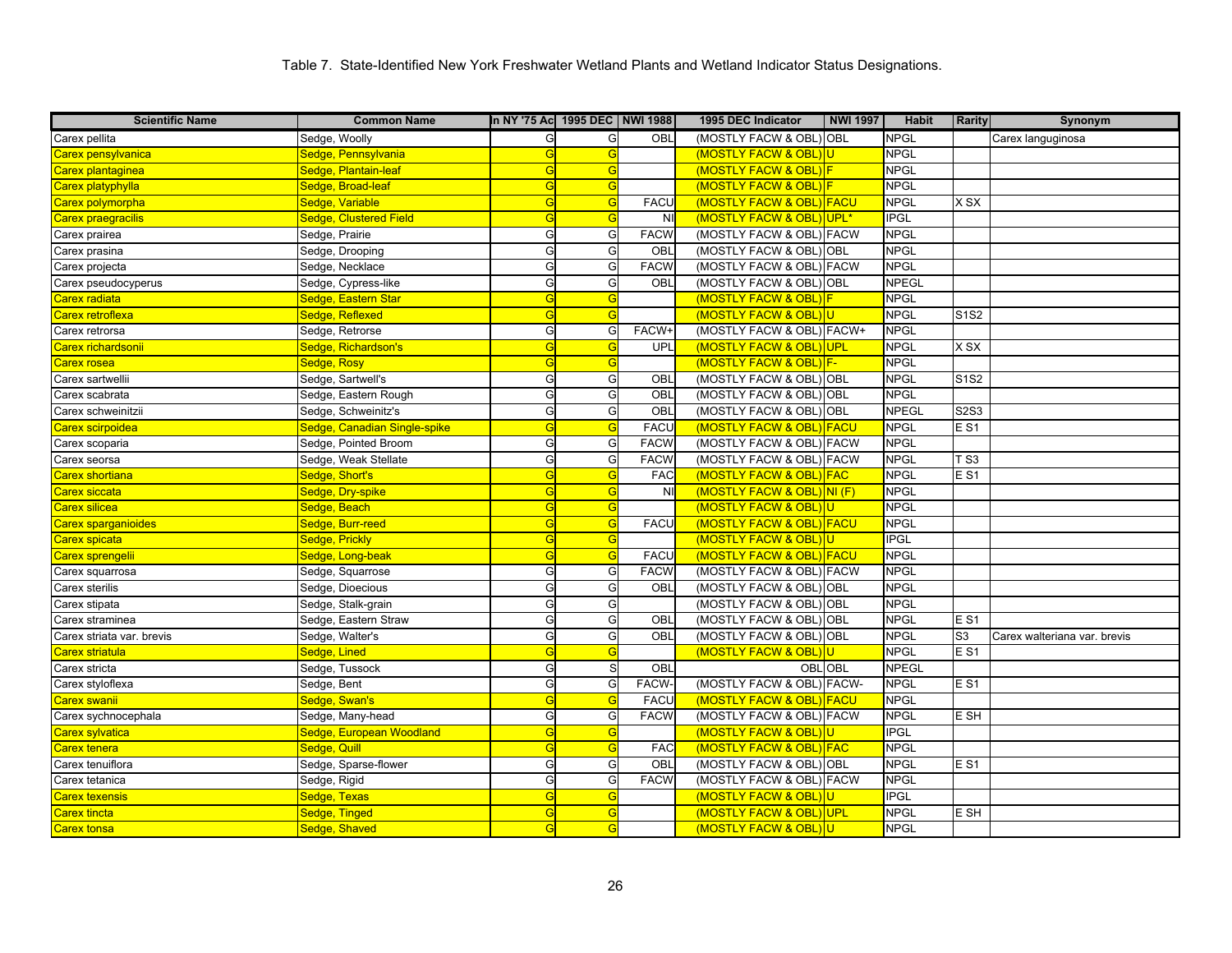Table 7. State-Identified New York Freshwater Wetland Plants and Wetland Indicator Status Designations.

| Scientific Name | Common Name | In NY '75 Ac | 1995 DEC | NWI 1988 | 1995 DEC Indicator | NWI 1997 | Habit | Rarity | Synonym |
|---|---|---|---|---|---|---|---|---|---|
| Carex pellita | Sedge, Woolly | G | G | OBL | (MOSTLY FACW & OBL) | OBL | NPGL | | Carex languginosa |
| Carex pensylvanica | Sedge, Pennsylvania | G | G | | (MOSTLY FACW & OBL) | U | NPGL | | |
| Carex plantaginea | Sedge, Plantain-leaf | G | G | | (MOSTLY FACW & OBL) | F | NPGL | | |
| Carex platyphylla | Sedge, Broad-leaf | G | G | | (MOSTLY FACW & OBL) | F | NPGL | | |
| Carex polymorpha | Sedge, Variable | G | G | FACU | (MOSTLY FACW & OBL) | FACU | NPGL | X SX | |
| Carex praegracilis | Sedge, Clustered Field | G | G | NI | (MOSTLY FACW & OBL) | UPL* | IPGL | | |
| Carex prairea | Sedge, Prairie | G | G | FACW | (MOSTLY FACW & OBL) | FACW | NPGL | | |
| Carex prasina | Sedge, Drooping | G | G | OBL | (MOSTLY FACW & OBL) | OBL | NPGL | | |
| Carex projecta | Sedge, Necklace | G | G | FACW | (MOSTLY FACW & OBL) | FACW | NPGL | | |
| Carex pseudocyperus | Sedge, Cypress-like | G | G | OBL | (MOSTLY FACW & OBL) | OBL | NPEGL | | |
| Carex radiata | Sedge, Eastern Star | G | G | | (MOSTLY FACW & OBL) | F | NPGL | | |
| Carex retroflexa | Sedge, Reflexed | G | G | | (MOSTLY FACW & OBL) | U | NPGL | S1S2 | |
| Carex retrorsa | Sedge, Retrorse | G | G | FACW+ | (MOSTLY FACW & OBL) | FACW+ | NPGL | | |
| Carex richardsonii | Sedge, Richardson's | G | G | UPL | (MOSTLY FACW & OBL) | UPL | NPGL | X SX | |
| Carex rosea | Sedge, Rosy | G | G | | (MOSTLY FACW & OBL) | F- | NPGL | | |
| Carex sartwellii | Sedge, Sartwell's | G | G | OBL | (MOSTLY FACW & OBL) | OBL | NPGL | S1S2 | |
| Carex scabrata | Sedge, Eastern Rough | G | G | OBL | (MOSTLY FACW & OBL) | OBL | NPGL | | |
| Carex schweinitzii | Sedge, Schweinitz's | G | G | OBL | (MOSTLY FACW & OBL) | OBL | NPEGL | S2S3 | |
| Carex scirpoidea | Sedge, Canadian Single-spike | G | G | FACU | (MOSTLY FACW & OBL) | FACU | NPGL | E S1 | |
| Carex scoparia | Sedge, Pointed Broom | G | G | FACW | (MOSTLY FACW & OBL) | FACW | NPGL | | |
| Carex seorsa | Sedge, Weak Stellate | G | G | FACW | (MOSTLY FACW & OBL) | FACW | NPGL | T S3 | |
| Carex shortiana | Sedge, Short's | G | G | FAC | (MOSTLY FACW & OBL) | FAC | NPGL | E S1 | |
| Carex siccata | Sedge, Dry-spike | G | G | NI | (MOSTLY FACW & OBL) | NI (F) | NPGL | | |
| Carex silicea | Sedge, Beach | G | G | | (MOSTLY FACW & OBL) | U | NPGL | | |
| Carex sparganioides | Sedge, Burr-reed | G | G | FACU | (MOSTLY FACW & OBL) | FACU | NPGL | | |
| Carex spicata | Sedge, Prickly | G | G | | (MOSTLY FACW & OBL) | U | IPGL | | |
| Carex sprengelii | Sedge, Long-beak | G | G | FACU | (MOSTLY FACW & OBL) | FACU | NPGL | | |
| Carex squarrosa | Sedge, Squarrose | G | G | FACW | (MOSTLY FACW & OBL) | FACW | NPGL | | |
| Carex sterilis | Sedge, Dioecious | G | G | OBL | (MOSTLY FACW & OBL) | OBL | NPGL | | |
| Carex stipata | Sedge, Stalk-grain | G | G | | (MOSTLY FACW & OBL) | OBL | NPGL | | |
| Carex straminea | Sedge, Eastern Straw | G | G | OBL | (MOSTLY FACW & OBL) | OBL | NPGL | E S1 | |
| Carex striata var. brevis | Sedge, Walter's | G | G | OBL | (MOSTLY FACW & OBL) | OBL | NPGL | S3 | Carex walteriana var. brevis |
| Carex striatula | Sedge, Lined | G | G | | (MOSTLY FACW & OBL) | U | NPGL | E S1 | |
| Carex stricta | Sedge, Tussock | G | S | OBL | OBL | OBL | NPEGL | | |
| Carex styloflexa | Sedge, Bent | G | G | FACW- | (MOSTLY FACW & OBL) | FACW- | NPGL | E S1 | |
| Carex swanii | Sedge, Swan's | G | G | FACU | (MOSTLY FACW & OBL) | FACU | NPGL | | |
| Carex sychnocephala | Sedge, Many-head | G | G | FACW | (MOSTLY FACW & OBL) | FACW | NPGL | E SH | |
| Carex sylvatica | Sedge, European Woodland | G | G | | (MOSTLY FACW & OBL) | U | IPGL | | |
| Carex tenera | Sedge, Quill | G | G | FAC | (MOSTLY FACW & OBL) | FAC | NPGL | | |
| Carex tenuiflora | Sedge, Sparse-flower | G | G | OBL | (MOSTLY FACW & OBL) | OBL | NPGL | E S1 | |
| Carex tetanica | Sedge, Rigid | G | G | FACW | (MOSTLY FACW & OBL) | FACW | NPGL | | |
| Carex texensis | Sedge, Texas | G | G | | (MOSTLY FACW & OBL) | U | IPGL | | |
| Carex tincta | Sedge, Tinged | G | G | | (MOSTLY FACW & OBL) | UPL | NPGL | E SH | |
| Carex tonsa | Sedge, Shaved | G | G | | (MOSTLY FACW & OBL) | U | NPGL | | |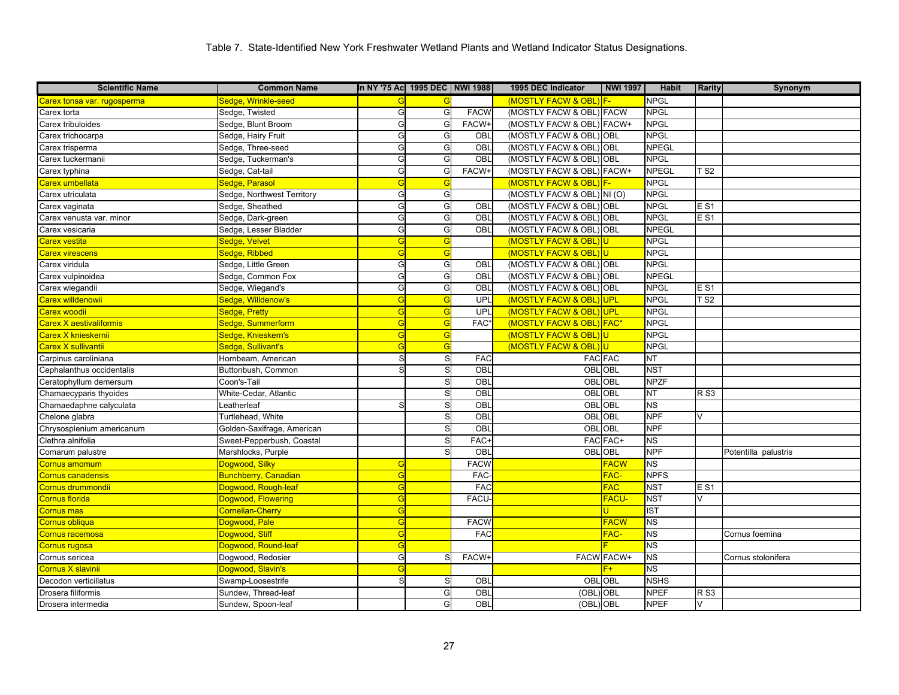Table 7. State-Identified New York Freshwater Wetland Plants and Wetland Indicator Status Designations.

| Scientific Name | Common Name | In NY '75 Ac | 1995 DEC | NWI 1988 | 1995 DEC Indicator | NWI 1997 | Habit | Rarity | Synonym |
|---|---|---|---|---|---|---|---|---|---|
| Carex tonsa var. rugosperma | Sedge, Wrinkle-seed | G | G | | (MOSTLY FACW & OBL) | F- | NPGL | | |
| Carex torta | Sedge, Twisted | G | G | FACW | (MOSTLY FACW & OBL) | FACW | NPGL | | |
| Carex tribuloides | Sedge, Blunt Broom | G | G | FACW+ | (MOSTLY FACW & OBL) | FACW+ | NPGL | | |
| Carex trichocarpa | Sedge, Hairy Fruit | G | G | OBL | (MOSTLY FACW & OBL) | OBL | NPGL | | |
| Carex trisperma | Sedge, Three-seed | G | G | OBL | (MOSTLY FACW & OBL) | OBL | NPEGL | | |
| Carex tuckermanii | Sedge, Tuckerman's | G | G | OBL | (MOSTLY FACW & OBL) | OBL | NPGL | | |
| Carex typhina | Sedge, Cat-tail | G | G | FACW+ | (MOSTLY FACW & OBL) | FACW+ | NPEGL | T S2 | |
| Carex umbellata | Sedge, Parasol | G | G | | (MOSTLY FACW & OBL) | F- | NPGL | | |
| Carex utriculata | Sedge, Northwest Territory | G | G | | (MOSTLY FACW & OBL) | NI (O) | NPGL | | |
| Carex vaginata | Sedge, Sheathed | G | G | OBL | (MOSTLY FACW & OBL) | OBL | NPGL | E S1 | |
| Carex venusta var. minor | Sedge, Dark-green | G | G | OBL | (MOSTLY FACW & OBL) | OBL | NPGL | E S1 | |
| Carex vesicaria | Sedge, Lesser Bladder | G | G | OBL | (MOSTLY FACW & OBL) | OBL | NPEGL | | |
| Carex vestita | Sedge, Velvet | G | G | | (MOSTLY FACW & OBL) | U | NPGL | | |
| Carex virescens | Sedge, Ribbed | G | G | | (MOSTLY FACW & OBL) | U | NPGL | | |
| Carex viridula | Sedge, Little Green | G | G | OBL | (MOSTLY FACW & OBL) | OBL | NPGL | | |
| Carex vulpinoidea | Sedge, Common Fox | G | G | OBL | (MOSTLY FACW & OBL) | OBL | NPEGL | | |
| Carex wiegandii | Sedge, Wiegand's | G | G | OBL | (MOSTLY FACW & OBL) | OBL | NPGL | E S1 | |
| Carex willdenowii | Sedge, Willdenow's | G | G | UPL | (MOSTLY FACW & OBL) | UPL | NPGL | T S2 | |
| Carex woodii | Sedge, Pretty | G | G | UPL | (MOSTLY FACW & OBL) | UPL | NPGL | | |
| Carex X aestivaliformis | Sedge, Summerform | G | G | FAC* | (MOSTLY FACW & OBL) | FAC* | NPGL | | |
| Carex X knieskernii | Sedge, Knieskern's | G | G | | (MOSTLY FACW & OBL) | U | NPGL | | |
| Carex X sullivantii | Sedge, Sullivant's | G | G | | (MOSTLY FACW & OBL) | U | NPGL | | |
| Carpinus caroliniana | Hornbeam, American | S | S | FAC | FAC | FAC | NT | | |
| Cephalanthus occidentalis | Buttonbush, Common | S | S | OBL | OBL | OBL | NST | | |
| Ceratophyllum demersum | Coon's-Tail | | S | OBL | OBL | OBL | NPZF | | |
| Chamaecyparis thyoides | White-Cedar, Atlantic | | S | OBL | OBL | OBL | NT | R S3 | |
| Chamaedaphne calyculata | Leatherleaf | S | S | OBL | OBL | OBL | NS | | |
| Chelone glabra | Turtlehead, White | | S | OBL | OBL | OBL | NPF | V | |
| Chrysosplenium americanum | Golden-Saxifrage, American | | S | OBL | OBL | OBL | NPF | | |
| Clethra alnifolia | Sweet-Pepperbush, Coastal | | S | FAC+ | FAC | FAC+ | NS | | |
| Comarum palustre | Marshlocks, Purple | | S | OBL | OBL | OBL | NPF | | Potentilla palustris |
| Cornus amomum | Dogwood, Silky | G | | FACW | | FACW | NS | | |
| Cornus canadensis | Bunchberry, Canadian | G | | FAC- | | FAC- | NPFS | | |
| Cornus drummondii | Dogwood, Rough-leaf | G | | FAC | | FAC | NST | E S1 | |
| Cornus florida | Dogwood, Flowering | G | | FACU- | | FACU- | NST | V | |
| Cornus mas | Cornelian-Cherry | G | | | | U | IST | | |
| Cornus obliqua | Dogwood, Pale | G | | FACW | | FACW | NS | | |
| Cornus racemosa | Dogwood, Stiff | G | | FAC | | FAC- | NS | | Cornus foemina |
| Cornus rugosa | Dogwood, Round-leaf | G | | | | F | NS | | |
| Cornus sericea | Dogwood, Redosier | G | S | FACW+ | FACW | FACW+ | NS | | Cornus stolonifera |
| Cornus X slavinii | Dogwood, Slavin's | G | | | | F+ | NS | | |
| Decodon verticillatus | Swamp-Loosestrife | S | S | OBL | OBL | OBL | NSHS | | |
| Drosera filiformis | Sundew, Thread-leaf | | G | OBL | (OBL) | OBL | NPEF | R S3 | |
| Drosera intermedia | Sundew, Spoon-leaf | | G | OBL | (OBL) | OBL | NPEF | V | |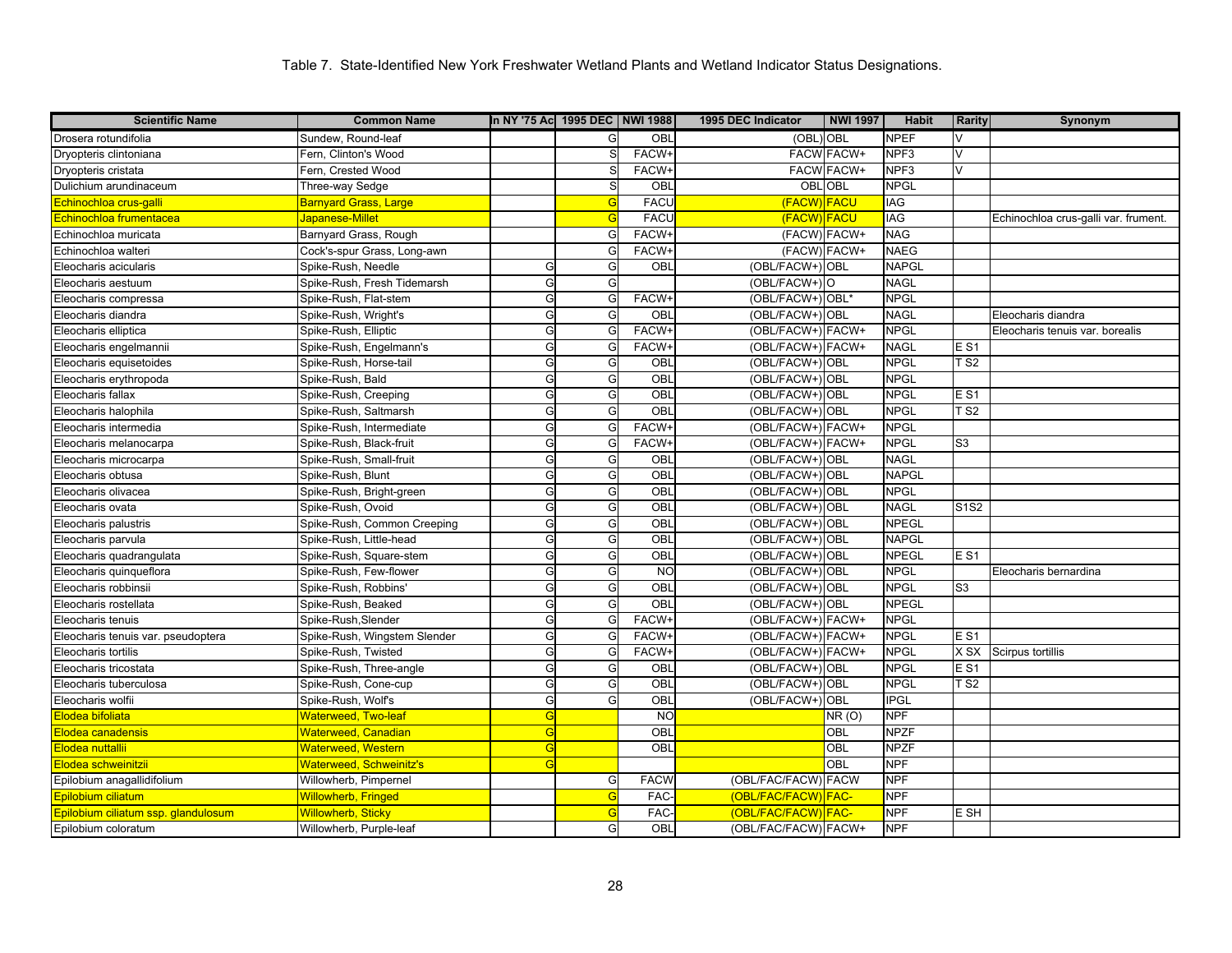Table 7.  State-Identified New York Freshwater Wetland Plants and Wetland Indicator Status Designations.

| Scientific Name | Common Name | In NY '75 Ac | 1995 DEC | NWI 1988 | 1995 DEC Indicator | NWI 1997 | Habit | Rarity | Synonym |
|---|---|---|---|---|---|---|---|---|---|
| Drosera rotundifolia | Sundew, Round-leaf | | G | OBL | (OBL) | OBL | NPEF | V | |
| Dryopteris clintoniana | Fern, Clinton's Wood | | S | FACW+ | FACW | FACW+ | NPF3 | V | |
| Dryopteris cristata | Fern, Crested Wood | | S | FACW+ | FACW | FACW+ | NPF3 | V | |
| Dulichium arundinaceum | Three-way Sedge | | S | OBL | OBL | OBL | NPGL | | |
| Echinochloa crus-galli | Barnyard Grass, Large | | G | FACU | (FACW) | FACU | IAG | | |
| Echinochloa frumentacea | Japanese-Millet | | G | FACU | (FACW) | FACU | IAG | | Echinochloa crus-galli var. frument. |
| Echinochloa muricata | Barnyard Grass, Rough | | G | FACW+ | (FACW) | FACW+ | NAG | | |
| Echinochloa walteri | Cock's-spur Grass, Long-awn | | G | FACW+ | (FACW) | FACW+ | NAEG | | |
| Eleocharis acicularis | Spike-Rush, Needle | G | G | OBL | (OBL/FACW+) | OBL | NAPGL | | |
| Eleocharis aestuum | Spike-Rush, Fresh Tidemarsh | G | G | | (OBL/FACW+) | O | NAGL | | |
| Eleocharis compressa | Spike-Rush, Flat-stem | G | G | FACW+ | (OBL/FACW+) | OBL* | NPGL | | |
| Eleocharis diandra | Spike-Rush, Wright's | G | G | OBL | (OBL/FACW+) | OBL | NAGL | | Eleocharis diandra |
| Eleocharis elliptica | Spike-Rush, Elliptic | G | G | FACW+ | (OBL/FACW+) | FACW+ | NPGL | | Eleocharis tenuis var. borealis |
| Eleocharis engelmannii | Spike-Rush, Engelmann's | G | G | FACW+ | (OBL/FACW+) | FACW+ | NAGL | E S1 | |
| Eleocharis equisetoides | Spike-Rush, Horse-tail | G | G | OBL | (OBL/FACW+) | OBL | NPGL | T S2 | |
| Eleocharis erythropoda | Spike-Rush, Bald | G | G | OBL | (OBL/FACW+) | OBL | NPGL | | |
| Eleocharis fallax | Spike-Rush, Creeping | G | G | OBL | (OBL/FACW+) | OBL | NPGL | E S1 | |
| Eleocharis halophila | Spike-Rush, Saltmarsh | G | G | OBL | (OBL/FACW+) | OBL | NPGL | T S2 | |
| Eleocharis intermedia | Spike-Rush, Intermediate | G | G | FACW+ | (OBL/FACW+) | FACW+ | NPGL | | |
| Eleocharis melanocarpa | Spike-Rush, Black-fruit | G | G | FACW+ | (OBL/FACW+) | FACW+ | NPGL | S3 | |
| Eleocharis microcarpa | Spike-Rush, Small-fruit | G | G | OBL | (OBL/FACW+) | OBL | NAGL | | |
| Eleocharis obtusa | Spike-Rush, Blunt | G | G | OBL | (OBL/FACW+) | OBL | NAPGL | | |
| Eleocharis olivacea | Spike-Rush, Bright-green | G | G | OBL | (OBL/FACW+) | OBL | NPGL | | |
| Eleocharis ovata | Spike-Rush, Ovoid | G | G | OBL | (OBL/FACW+) | OBL | NAGL | S1S2 | |
| Eleocharis palustris | Spike-Rush, Common Creeping | G | G | OBL | (OBL/FACW+) | OBL | NPEGL | | |
| Eleocharis parvula | Spike-Rush, Little-head | G | G | OBL | (OBL/FACW+) | OBL | NAPGL | | |
| Eleocharis quadrangulata | Spike-Rush, Square-stem | G | G | OBL | (OBL/FACW+) | OBL | NPEGL | E S1 | |
| Eleocharis quinqueflora | Spike-Rush, Few-flower | G | G | NO | (OBL/FACW+) | OBL | NPGL | | Eleocharis bernardina |
| Eleocharis robbinsii | Spike-Rush, Robbins' | G | G | OBL | (OBL/FACW+) | OBL | NPGL | S3 | |
| Eleocharis rostellata | Spike-Rush, Beaked | G | G | OBL | (OBL/FACW+) | OBL | NPEGL | | |
| Eleocharis tenuis | Spike-Rush,Slender | G | G | FACW+ | (OBL/FACW+) | FACW+ | NPGL | | |
| Eleocharis tenuis var. pseudoptera | Spike-Rush, Wingstem Slender | G | G | FACW+ | (OBL/FACW+) | FACW+ | NPGL | E S1 | |
| Eleocharis tortilis | Spike-Rush, Twisted | G | G | FACW+ | (OBL/FACW+) | FACW+ | NPGL | X SX | Scirpus tortillis |
| Eleocharis tricostata | Spike-Rush, Three-angle | G | G | OBL | (OBL/FACW+) | OBL | NPGL | E S1 | |
| Eleocharis tuberculosa | Spike-Rush, Cone-cup | G | G | OBL | (OBL/FACW+) | OBL | NPGL | T S2 | |
| Eleocharis wolfii | Spike-Rush, Wolf's | G | G | OBL | (OBL/FACW+) | OBL | IPGL | | |
| Elodea bifoliata | Waterweed, Two-leaf | G | | NO | | NR (O) | NPF | | |
| Elodea canadensis | Waterweed, Canadian | G | | OBL | | OBL | NPZF | | |
| Elodea nuttallii | Waterweed, Western | G | | OBL | | OBL | NPZF | | |
| Elodea schweinitzii | Waterweed, Schweinitz's | G | | | | OBL | NPF | | |
| Epilobium anagallidifolium | Willowherb, Pimpernel | | G | FACW | (OBL/FAC/FACW) | FACW | NPF | | |
| Epilobium ciliatum | Willowherb, Fringed | | G | FAC- | (OBL/FAC/FACW) | FAC- | NPF | | |
| Epilobium ciliatum ssp. glandulosum | Willowherb, Sticky | | G | FAC- | (OBL/FAC/FACW) | FAC- | NPF | E SH | |
| Epilobium coloratum | Willowherb, Purple-leaf | | G | OBL | (OBL/FAC/FACW) | FACW+ | NPF | | |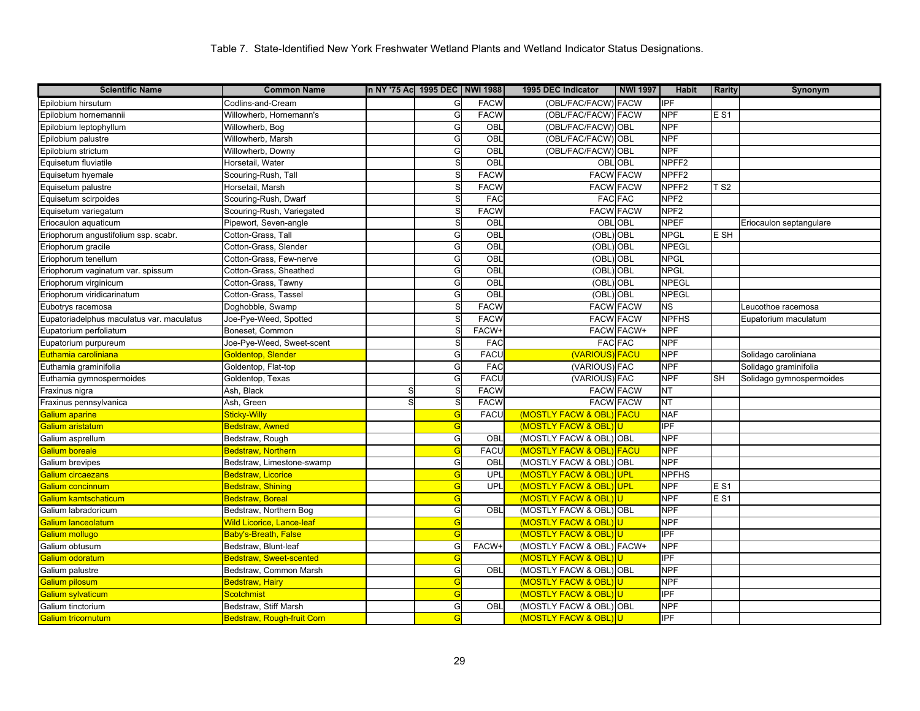Table 7. State-Identified New York Freshwater Wetland Plants and Wetland Indicator Status Designations.

| Scientific Name | Common Name | In NY '75 Ac | 1995 DEC | NWI 1988 | 1995 DEC Indicator | NWI 1997 | Habit | Rarity | Synonym |
|---|---|---|---|---|---|---|---|---|---|
| Epilobium hirsutum | Codlins-and-Cream | | G | FACW | (OBL/FAC/FACW) | FACW | IPF | | |
| Epilobium hornemannii | Willowherb, Hornemann's | | G | FACW | (OBL/FAC/FACW) | FACW | NPF | E S1 | |
| Epilobium leptophyllum | Willowherb, Bog | | G | OBL | (OBL/FAC/FACW) | OBL | NPF | | |
| Epilobium palustre | Willowherb, Marsh | | G | OBL | (OBL/FAC/FACW) | OBL | NPF | | |
| Epilobium strictum | Willowherb, Downy | | G | OBL | (OBL/FAC/FACW) | OBL | NPF | | |
| Equisetum fluviatile | Horsetail, Water | | S | OBL | OBL | OBL | NPFF2 | | |
| Equisetum hyemale | Scouring-Rush, Tall | | S | FACW | FACW | FACW | NPFF2 | | |
| Equisetum palustre | Horsetail, Marsh | | S | FACW | FACW | FACW | NPFF2 | T S2 | |
| Equisetum scirpoides | Scouring-Rush, Dwarf | | S | FAC | FAC | FAC | NPF2 | | |
| Equisetum variegatum | Scouring-Rush, Variegated | | S | FACW | FACW | FACW | NPF2 | | |
| Eriocaulon aquaticum | Pipewort, Seven-angle | | S | OBL | OBL | OBL | NPEF | | Eriocaulon septangulare |
| Eriophorum angustifolium ssp. scabr. | Cotton-Grass, Tall | | G | OBL | (OBL) | OBL | NPGL | E SH | |
| Eriophorum gracile | Cotton-Grass, Slender | | G | OBL | (OBL) | OBL | NPEGL | | |
| Eriophorum tenellum | Cotton-Grass, Few-nerve | | G | OBL | (OBL) | OBL | NPGL | | |
| Eriophorum vaginatum var. spissum | Cotton-Grass, Sheathed | | G | OBL | (OBL) | OBL | NPGL | | |
| Eriophorum virginicum | Cotton-Grass, Tawny | | G | OBL | (OBL) | OBL | NPEGL | | |
| Eriophorum viridicarinatum | Cotton-Grass, Tassel | | G | OBL | (OBL) | OBL | NPEGL | | |
| Eubotrys racemosa | Doghobble, Swamp | | S | FACW | FACW | FACW | NS | | Leucothoe racemosa |
| Eupatoriadelphus maculatus var. maculatus | Joe-Pye-Weed, Spotted | | S | FACW | FACW | FACW | NPFHS | | Eupatorium maculatum |
| Eupatorium perfoliatum | Boneset, Common | | S | FACW+ | FACW | FACW+ | NPF | | |
| Eupatorium purpureum | Joe-Pye-Weed, Sweet-scent | | S | FAC | FAC | FAC | NPF | | |
| Euthamia caroliniana | Goldentop, Slender | | G | FACU | (VARIOUS) | FACU | NPF | | Solidago caroliniana |
| Euthamia graminifolia | Goldentop, Flat-top | | G | FAC | (VARIOUS) | FAC | NPF | | Solidago graminifolia |
| Euthamia gymnospermoides | Goldentop, Texas | | G | FACU | (VARIOUS) | FAC | NPF | SH | Solidago gymnospermoides |
| Fraxinus nigra | Ash, Black | S | S | FACW | FACW | FACW | NT | | |
| Fraxinus pennsylvanica | Ash, Green | S | S | FACW | FACW | FACW | NT | | |
| Galium aparine | Sticky-Willy | | G | FACU | (MOSTLY FACW & OBL) | FACU | NAF | | |
| Galium aristatum | Bedstraw, Awned | | G | | (MOSTLY FACW & OBL) | U | IPF | | |
| Galium asprellum | Bedstraw, Rough | | G | OBL | (MOSTLY FACW & OBL) | OBL | NPF | | |
| Galium boreale | Bedstraw, Northern | | G | FACU | (MOSTLY FACW & OBL) | FACU | NPF | | |
| Galium brevipes | Bedstraw, Limestone-swamp | | G | OBL | (MOSTLY FACW & OBL) | OBL | NPF | | |
| Galium circaezans | Bedstraw, Licorice | | G | UPL | (MOSTLY FACW & OBL) | UPL | NPFHS | | |
| Galium concinnum | Bedstraw, Shining | | G | UPL | (MOSTLY FACW & OBL) | UPL | NPF | E S1 | |
| Galium kamtschaticum | Bedstraw, Boreal | | G | | (MOSTLY FACW & OBL) | U | NPF | E S1 | |
| Galium labradoricum | Bedstraw, Northern Bog | | G | OBL | (MOSTLY FACW & OBL) | OBL | NPF | | |
| Galium lanceolatum | Wild Licorice, Lance-leaf | | G | | (MOSTLY FACW & OBL) | U | NPF | | |
| Galium mollugo | Baby's-Breath, False | | G | | (MOSTLY FACW & OBL) | U | IPF | | |
| Galium obtusum | Bedstraw, Blunt-leaf | | G | FACW+ | (MOSTLY FACW & OBL) | FACW+ | NPF | | |
| Galium odoratum | Bedstraw, Sweet-scented | | G | | (MOSTLY FACW & OBL) | U | IPF | | |
| Galium palustre | Bedstraw, Common Marsh | | G | OBL | (MOSTLY FACW & OBL) | OBL | NPF | | |
| Galium pilosum | Bedstraw, Hairy | | G | | (MOSTLY FACW & OBL) | U | NPF | | |
| Galium sylvaticum | Scotchmist | | G | | (MOSTLY FACW & OBL) | U | IPF | | |
| Galium tinctorium | Bedstraw, Stiff Marsh | | G | OBL | (MOSTLY FACW & OBL) | OBL | NPF | | |
| Galium tricornutum | Bedstraw, Rough-fruit Corn | | G | | (MOSTLY FACW & OBL) | U | IPF | | |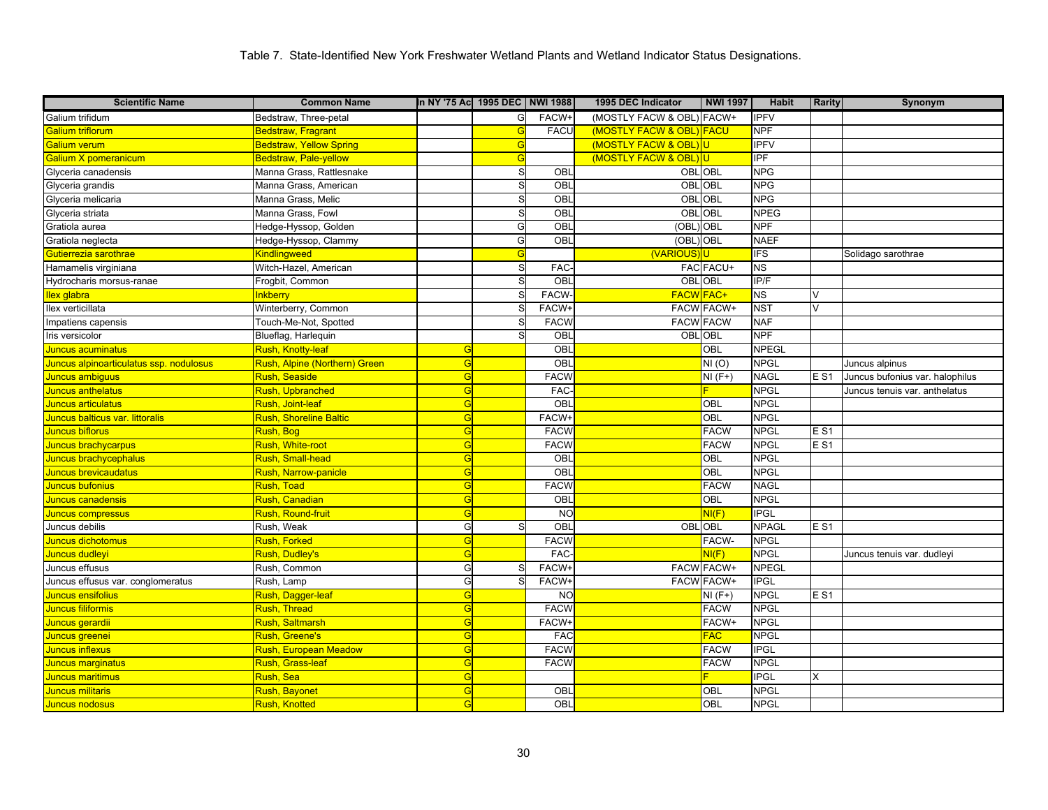Table 7. State-Identified New York Freshwater Wetland Plants and Wetland Indicator Status Designations.

| Scientific Name | Common Name | In NY '75 Ac | 1995 DEC | NWI 1988 | 1995 DEC Indicator | NWI 1997 | Habit | Rarity | Synonym |
|---|---|---|---|---|---|---|---|---|---|
| Galium trifidum | Bedstraw, Three-petal | | G | FACW+ | (MOSTLY FACW & OBL) | FACW+ | IPFV | | |
| Galium triflorum | Bedstraw, Fragrant | | G | FACU | (MOSTLY FACW & OBL) | FACU | NPF | | |
| Galium verum | Bedstraw, Yellow Spring | | G | | (MOSTLY FACW & OBL) | U | IPFV | | |
| Galium X pomeranicum | Bedstraw, Pale-yellow | | G | | (MOSTLY FACW & OBL) | U | IPF | | |
| Glyceria canadensis | Manna Grass, Rattlesnake | | S | OBL | OBL | OBL | NPG | | |
| Glyceria grandis | Manna Grass, American | | S | OBL | OBL | OBL | NPG | | |
| Glyceria melicaria | Manna Grass, Melic | | S | OBL | OBL | OBL | NPG | | |
| Glyceria striata | Manna Grass, Fowl | | S | OBL | OBL | OBL | NPEG | | |
| Gratiola aurea | Hedge-Hyssop, Golden | | G | OBL | (OBL) | OBL | NPF | | |
| Gratiola neglecta | Hedge-Hyssop, Clammy | | G | OBL | (OBL) | OBL | NAEF | | |
| Gutierrezia sarothrae | Kindlingweed | | G | | (VARIOUS) | U | IFS | | Solidago sarothrae |
| Hamamelis virginiana | Witch-Hazel, American | | S | FAC- | FAC | FACU+ | NS | | |
| Hydrocharis morsus-ranae | Frogbit, Common | | S | OBL | OBL | OBL | IP/F | | |
| Ilex glabra | Inkberry | | S | FACW- | FACW | FAC+ | NS | V | |
| Ilex verticillata | Winterberry, Common | | S | FACW+ | FACW | FACW+ | NST | V | |
| Impatiens capensis | Touch-Me-Not, Spotted | | S | FACW | FACW | FACW | NAF | | |
| Iris versicolor | Blueflag, Harlequin | | S | OBL | OBL | OBL | NPF | | |
| Juncus acuminatus | Rush, Knotty-leaf | G | | OBL | | OBL | NPEGL | | |
| Juncus alpinoarticulatus ssp. nodulosus | Rush, Alpine (Northern) Green | G | | OBL | | NI (O) | NPGL | | Juncus alpinus |
| Juncus ambiguus | Rush, Seaside | G | | FACW | | NI (F+) | NAGL | E S1 | Juncus bufonius var. halophilus |
| Juncus anthelatus | Rush, Upbranched | G | | FAC- | | F | NPGL | | Juncus tenuis var. anthelatus |
| Juncus articulatus | Rush, Joint-leaf | G | | OBL | | OBL | NPGL | | |
| Juncus balticus var. littoralis | Rush, Shoreline Baltic | G | | FACW+ | | OBL | NPGL | | |
| Juncus biflorus | Rush, Bog | G | | FACW | | FACW | NPGL | E S1 | |
| Juncus brachycarpus | Rush, White-root | G | | FACW | | FACW | NPGL | E S1 | |
| Juncus brachycephalus | Rush, Small-head | G | | OBL | | OBL | NPGL | | |
| Juncus brevicaudatus | Rush, Narrow-panicle | G | | OBL | | OBL | NPGL | | |
| Juncus bufonius | Rush, Toad | G | | FACW | | FACW | NAGL | | |
| Juncus canadensis | Rush, Canadian | G | | OBL | | OBL | NPGL | | |
| Juncus compressus | Rush, Round-fruit | G | | NO | | NI(F) | IPGL | | |
| Juncus debilis | Rush, Weak | G | S | OBL | OBL | OBL | NPAGL | E S1 | |
| Juncus dichotomus | Rush, Forked | G | | FACW | | FACW- | NPGL | | |
| Juncus dudleyi | Rush, Dudley's | G | | FAC- | | NI(F) | NPGL | | Juncus tenuis var. dudleyi |
| Juncus effusus | Rush, Common | G | S | FACW+ | FACW | FACW+ | NPEGL | | |
| Juncus effusus var. conglomeratus | Rush, Lamp | G | S | FACW+ | FACW | FACW+ | IPGL | | |
| Juncus ensifolius | Rush, Dagger-leaf | G | | NO | | NI (F+) | NPGL | E S1 | |
| Juncus filiformis | Rush, Thread | G | | FACW | | FACW | NPGL | | |
| Juncus gerardii | Rush, Saltmarsh | G | | FACW+ | | FACW+ | NPGL | | |
| Juncus greenei | Rush, Greene's | G | | FAC | | FAC | NPGL | | |
| Juncus inflexus | Rush, European Meadow | G | | FACW | | FACW | IPGL | | |
| Juncus marginatus | Rush, Grass-leaf | G | | FACW | | FACW | NPGL | | |
| Juncus maritimus | Rush, Sea | G | | | | F | IPGL | X | |
| Juncus militaris | Rush, Bayonet | G | | OBL | | OBL | NPGL | | |
| Juncus nodosus | Rush, Knotted | G | | OBL | | OBL | NPGL | | |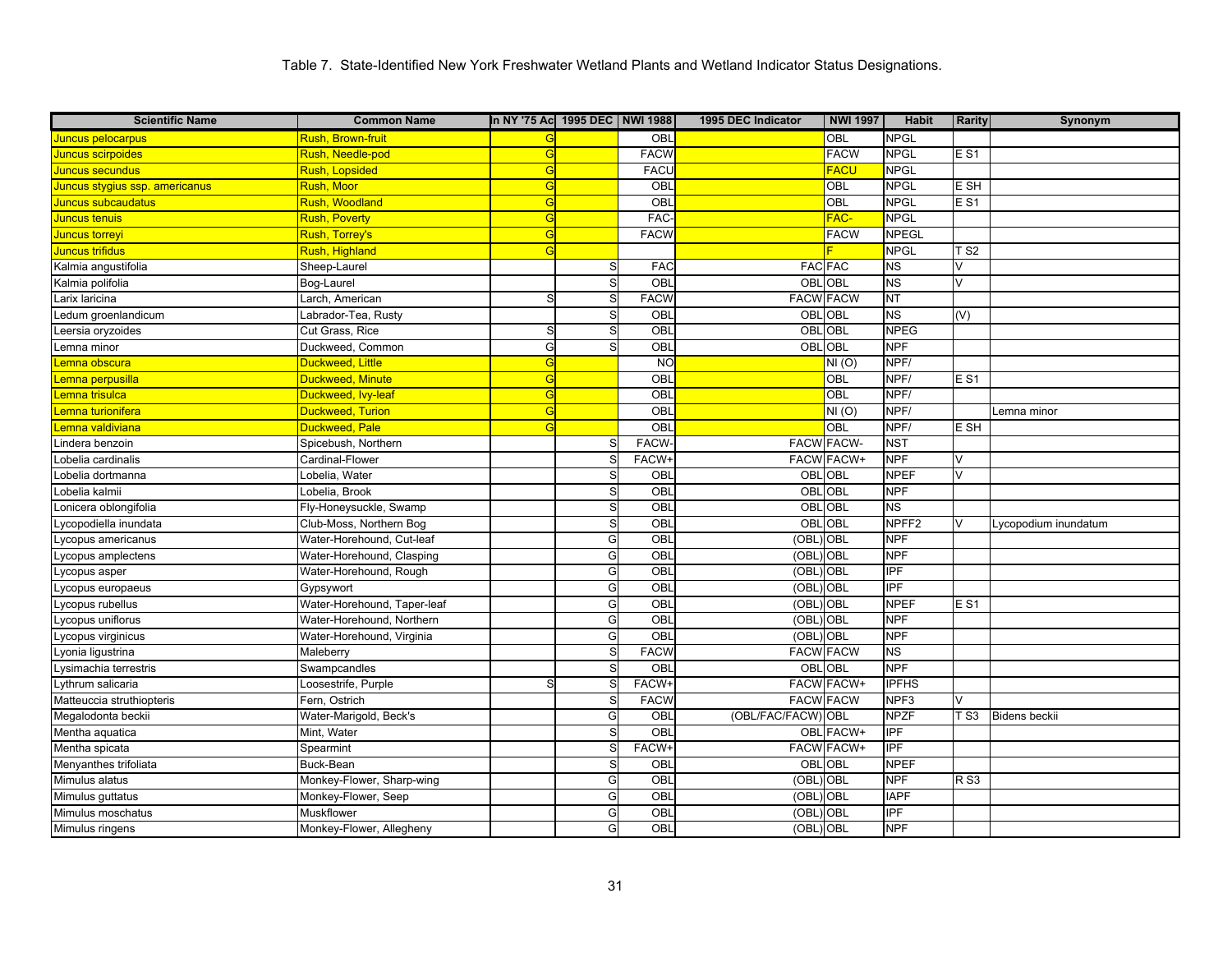Table 7. State-Identified New York Freshwater Wetland Plants and Wetland Indicator Status Designations.

| Scientific Name | Common Name | In NY '75 Ac | 1995 DEC | NWI 1988 | 1995 DEC Indicator | NWI 1997 | Habit | Rarity | Synonym |
|---|---|---|---|---|---|---|---|---|---|
| Juncus pelocarpus | Rush, Brown-fruit | G | | OBL | | OBL | NPGL | | |
| Juncus scirpoides | Rush, Needle-pod | G | | FACW | | FACW | NPGL | E S1 | |
| Juncus secundus | Rush, Lopsided | G | | FACU | | FACU | NPGL | | |
| Juncus stygius ssp. americanus | Rush, Moor | G | | OBL | | OBL | NPGL | E SH | |
| Juncus subcaudatus | Rush, Woodland | G | | OBL | | OBL | NPGL | E S1 | |
| Juncus tenuis | Rush, Poverty | G | | FAC- | | FAC- | NPGL | | |
| Juncus torreyi | Rush, Torrey's | G | | FACW | | FACW | NPEGL | | |
| Juncus trifidus | Rush, Highland | G | | | | F | NPGL | T S2 | |
| Kalmia angustifolia | Sheep-Laurel | | S | FAC | FAC | FAC | NS | V | |
| Kalmia polifolia | Bog-Laurel | | S | OBL | OBL | OBL | NS | V | |
| Larix laricina | Larch, American | S | S | FACW | FACW | FACW | NT | | |
| Ledum groenlandicum | Labrador-Tea, Rusty | | S | OBL | OBL | OBL | NS | (V) | |
| Leersia oryzoides | Cut Grass, Rice | S | S | OBL | OBL | OBL | NPEG | | |
| Lemna minor | Duckweed, Common | G | S | OBL | OBL | OBL | NPF | | |
| Lemna obscura | Duckweed, Little | G | | NO | | NI (O) | NPF/ | | |
| Lemna perpusilla | Duckweed, Minute | G | | OBL | | OBL | NPF/ | E S1 | |
| Lemna trisulca | Duckweed, Ivy-leaf | G | | OBL | | OBL | NPF/ | | |
| Lemna turionifera | Duckweed, Turion | G | | OBL | | NI (O) | NPF/ | | Lemna minor |
| Lemna valdiviana | Duckweed, Pale | G | | OBL | | OBL | NPF/ | E SH | |
| Lindera benzoin | Spicebush, Northern | | S | FACW- | FACW | FACW- | NST | | |
| Lobelia cardinalis | Cardinal-Flower | | S | FACW+ | FACW | FACW+ | NPF | V | |
| Lobelia dortmanna | Lobelia, Water | | S | OBL | OBL | OBL | NPEF | V | |
| Lobelia kalmii | Lobelia, Brook | | S | OBL | OBL | OBL | NPF | | |
| Lonicera oblongifolia | Fly-Honeysuckle, Swamp | | S | OBL | OBL | OBL | NS | | |
| Lycopodiella inundata | Club-Moss, Northern Bog | | S | OBL | OBL | OBL | NPFF2 | V | Lycopodium inundatum |
| Lycopus americanus | Water-Horehound, Cut-leaf | | G | OBL | (OBL) | OBL | NPF | | |
| Lycopus amplectens | Water-Horehound, Clasping | | G | OBL | (OBL) | OBL | NPF | | |
| Lycopus asper | Water-Horehound, Rough | | G | OBL | (OBL) | OBL | IPF | | |
| Lycopus europaeus | Gypsywort | | G | OBL | (OBL) | OBL | IPF | | |
| Lycopus rubellus | Water-Horehound, Taper-leaf | | G | OBL | (OBL) | OBL | NPEF | E S1 | |
| Lycopus uniflorus | Water-Horehound, Northern | | G | OBL | (OBL) | OBL | NPF | | |
| Lycopus virginicus | Water-Horehound, Virginia | | G | OBL | (OBL) | OBL | NPF | | |
| Lyonia ligustrina | Maleberry | | S | FACW | FACW | FACW | NS | | |
| Lysimachia terrestris | Swampcandles | | S | OBL | OBL | OBL | NPF | | |
| Lythrum salicaria | Loosestrife, Purple | S | S | FACW+ | FACW | FACW+ | IPFHS | | |
| Matteuccia struthiopteris | Fern, Ostrich | | S | FACW | FACW | FACW | NPF3 | V | |
| Megalodonta beckii | Water-Marigold, Beck's | | G | OBL | (OBL/FAC/FACW) | OBL | NPZF | T S3 | Bidens beckii |
| Mentha aquatica | Mint, Water | | S | OBL | OBL | FACW+ | IPF | | |
| Mentha spicata | Spearmint | | S | FACW+ | FACW | FACW+ | IPF | | |
| Menyanthes trifoliata | Buck-Bean | | S | OBL | OBL | OBL | NPEF | | |
| Mimulus alatus | Monkey-Flower, Sharp-wing | | G | OBL | (OBL) | OBL | NPF | R S3 | |
| Mimulus guttatus | Monkey-Flower, Seep | | G | OBL | (OBL) | OBL | IAPF | | |
| Mimulus moschatus | Muskflower | | G | OBL | (OBL) | OBL | IPF | | |
| Mimulus ringens | Monkey-Flower, Allegheny | | G | OBL | (OBL) | OBL | NPF | | |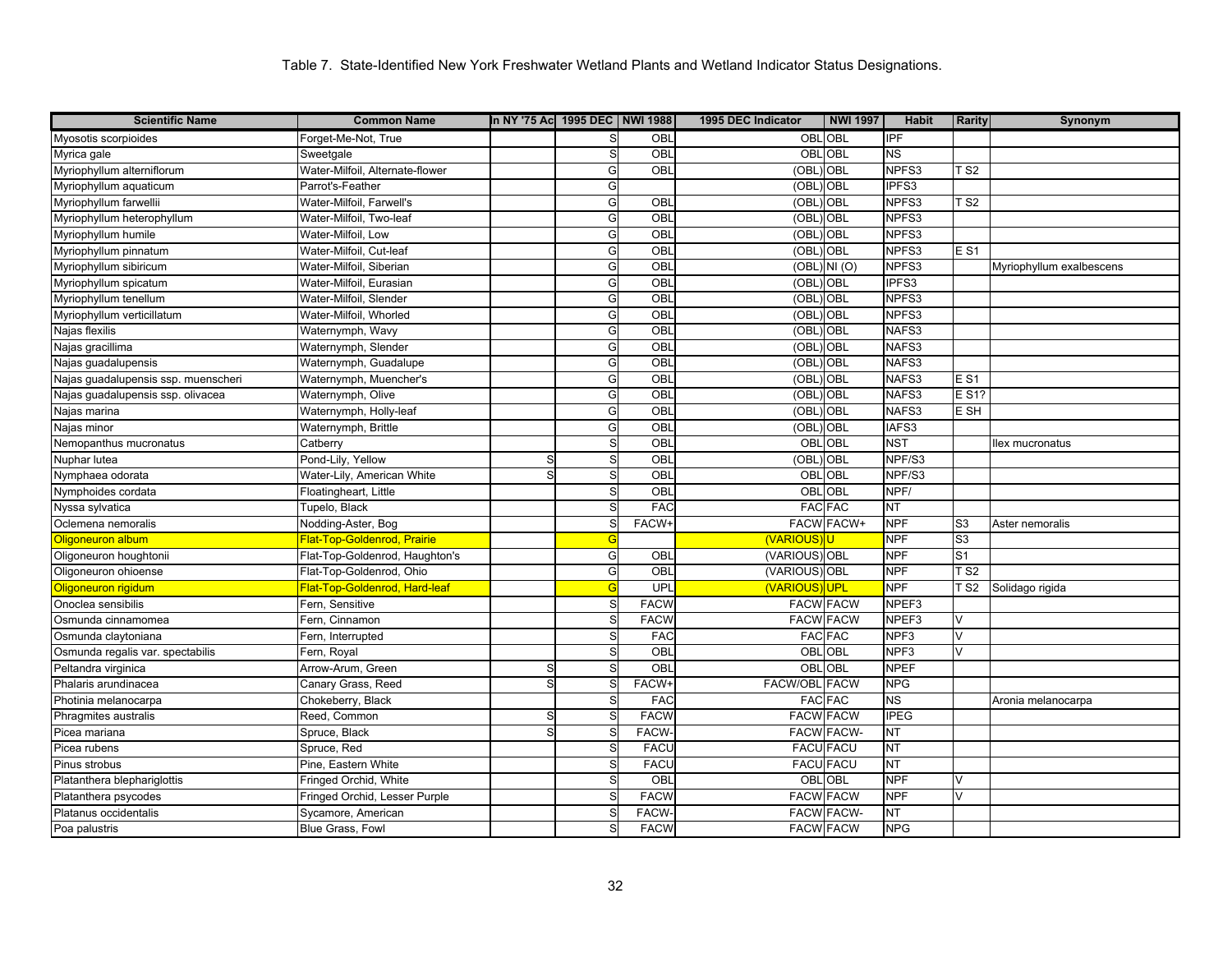Table 7. State-Identified New York Freshwater Wetland Plants and Wetland Indicator Status Designations.

| Scientific Name | Common Name | In NY '75 Ac | 1995 DEC | NWI 1988 | 1995 DEC Indicator | NWI 1997 | Habit | Rarity | Synonym |
|---|---|---|---|---|---|---|---|---|---|
| Myosotis scorpioides | Forget-Me-Not, True | | S | OBL | OBL | OBL | IPF | | |
| Myrica gale | Sweetgale | | S | OBL | OBL | OBL | NS | | |
| Myriophyllum alterniflorum | Water-Milfoil, Alternate-flower | | G | OBL | (OBL) | OBL | NPFS3 | T S2 | |
| Myriophyllum aquaticum | Parrot's-Feather | | G | | (OBL) | OBL | IPFS3 | | |
| Myriophyllum farwellii | Water-Milfoil, Farwell's | | G | OBL | (OBL) | OBL | NPFS3 | T S2 | |
| Myriophyllum heterophyllum | Water-Milfoil, Two-leaf | | G | OBL | (OBL) | OBL | NPFS3 | | |
| Myriophyllum humile | Water-Milfoil, Low | | G | OBL | (OBL) | OBL | NPFS3 | | |
| Myriophyllum pinnatum | Water-Milfoil, Cut-leaf | | G | OBL | (OBL) | OBL | NPFS3 | E S1 | |
| Myriophyllum sibiricum | Water-Milfoil, Siberian | | G | OBL | (OBL) | NI (O) | NPFS3 | | Myriophyllum exalbescens |
| Myriophyllum spicatum | Water-Milfoil, Eurasian | | G | OBL | (OBL) | OBL | IPFS3 | | |
| Myriophyllum tenellum | Water-Milfoil, Slender | | G | OBL | (OBL) | OBL | NPFS3 | | |
| Myriophyllum verticillatum | Water-Milfoil, Whorled | | G | OBL | (OBL) | OBL | NPFS3 | | |
| Najas flexilis | Waternymph, Wavy | | G | OBL | (OBL) | OBL | NAFS3 | | |
| Najas gracillima | Waternymph, Slender | | G | OBL | (OBL) | OBL | NAFS3 | | |
| Najas guadalupensis | Waternymph, Guadalupe | | G | OBL | (OBL) | OBL | NAFS3 | | |
| Najas guadalupensis ssp. muenscheri | Waternymph, Muencher's | | G | OBL | (OBL) | OBL | NAFS3 | E S1 | |
| Najas guadalupensis ssp. olivacea | Waternymph, Olive | | G | OBL | (OBL) | OBL | NAFS3 | E S1? | |
| Najas marina | Waternymph, Holly-leaf | | G | OBL | (OBL) | OBL | NAFS3 | E SH | |
| Najas minor | Waternymph, Brittle | | G | OBL | (OBL) | OBL | IAFS3 | | |
| Nemopanthus mucronatus | Catberry | | S | OBL | OBL | OBL | NST | | Ilex mucronatus |
| Nuphar lutea | Pond-Lily, Yellow | S | S | OBL | (OBL) | OBL | NPF/S3 | | |
| Nymphaea odorata | Water-Lily, American White | S | S | OBL | OBL | OBL | NPF/S3 | | |
| Nymphoides cordata | Floatingheart, Little | | S | OBL | OBL | OBL | NPF/ | | |
| Nyssa sylvatica | Tupelo, Black | | S | FAC | FAC | FAC | NT | | |
| Oclemena nemoralis | Nodding-Aster, Bog | | S | FACW+ | FACW | FACW+ | NPF | S3 | Aster nemoralis |
| Oligoneuron album | Flat-Top-Goldenrod, Prairie | | G | | (VARIOUS) | U | NPF | S3 | |
| Oligoneuron houghtonii | Flat-Top-Goldenrod, Haughton's | | G | OBL | (VARIOUS) | OBL | NPF | S1 | |
| Oligoneuron ohioense | Flat-Top-Goldenrod, Ohio | | G | OBL | (VARIOUS) | OBL | NPF | T S2 | |
| Oligoneuron rigidum | Flat-Top-Goldenrod, Hard-leaf | | G | UPL | (VARIOUS) | UPL | NPF | T S2 | Solidago rigida |
| Onoclea sensibilis | Fern, Sensitive | | S | FACW | FACW | FACW | NPEF3 | | |
| Osmunda cinnamomea | Fern, Cinnamon | | S | FACW | FACW | FACW | NPEF3 | V | |
| Osmunda claytoniana | Fern, Interrupted | | S | FAC | FAC | FAC | NPF3 | V | |
| Osmunda regalis var. spectabilis | Fern, Royal | | S | OBL | OBL | OBL | NPF3 | V | |
| Peltandra virginica | Arrow-Arum, Green | S | S | OBL | OBL | OBL | NPEF | | |
| Phalaris arundinacea | Canary Grass, Reed | S | S | FACW+ | FACW/OBL | FACW | NPG | | |
| Photinia melanocarpa | Chokeberry, Black | | S | FAC | FAC | FAC | NS | | Aronia melanocarpa |
| Phragmites australis | Reed, Common | S | S | FACW | FACW | FACW | IPEG | | |
| Picea mariana | Spruce, Black | S | S | FACW- | FACW | FACW- | NT | | |
| Picea rubens | Spruce, Red | | S | FACU | FACU | FACU | NT | | |
| Pinus strobus | Pine, Eastern White | | S | FACU | FACU | FACU | NT | | |
| Platanthera blephariglottis | Fringed Orchid, White | | S | OBL | OBL | OBL | NPF | V | |
| Platanthera psycodes | Fringed Orchid, Lesser Purple | | S | FACW | FACW | FACW | NPF | V | |
| Platanus occidentalis | Sycamore, American | | S | FACW- | FACW | FACW- | NT | | |
| Poa palustris | Blue Grass, Fowl | | S | FACW | FACW | FACW | NPG | | |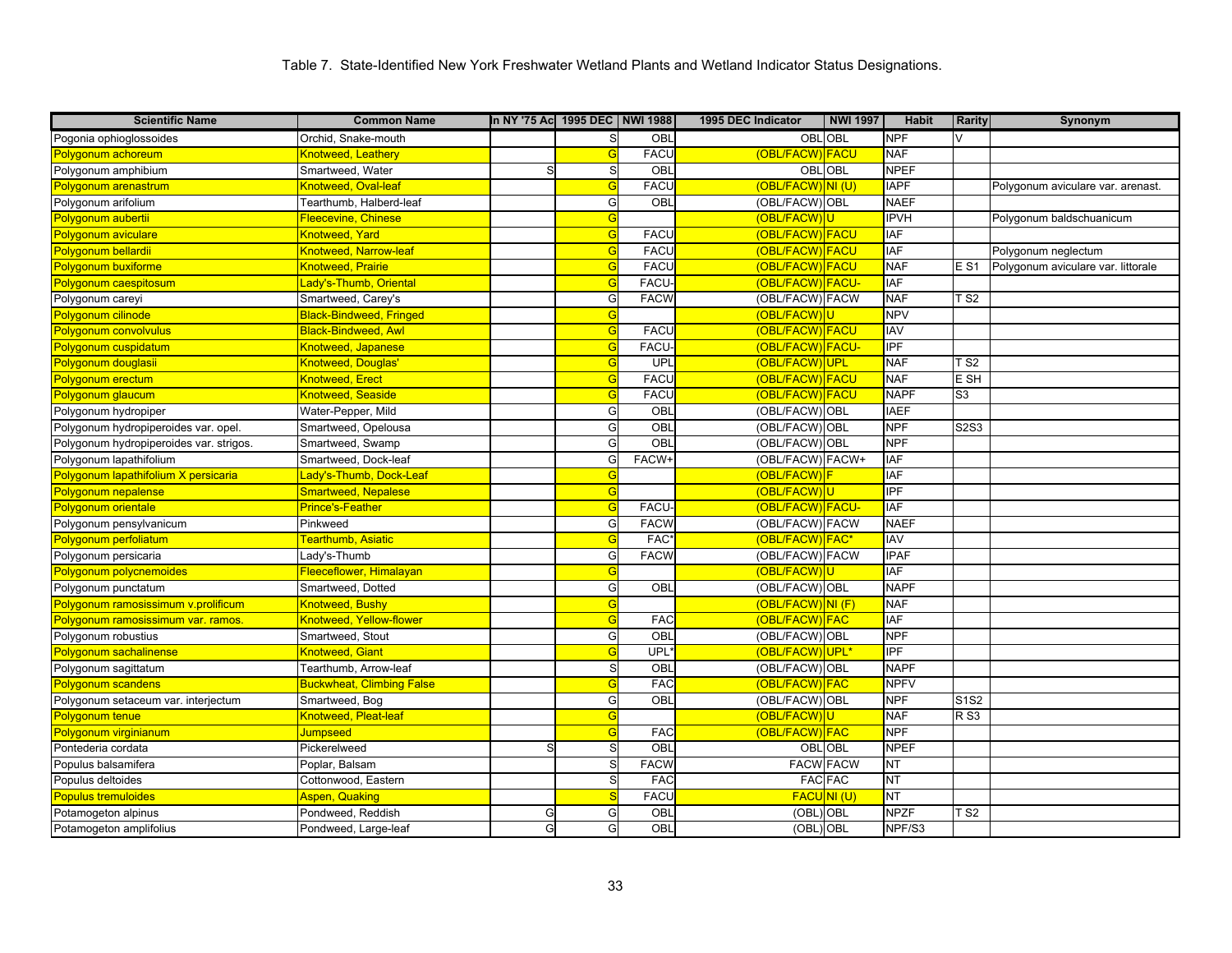Table 7. State-Identified New York Freshwater Wetland Plants and Wetland Indicator Status Designations.

| Scientific Name | Common Name | In NY '75 Ac | 1995 DEC | NWI 1988 | 1995 DEC Indicator | NWI 1997 | Habit | Rarity | Synonym |
|---|---|---|---|---|---|---|---|---|---|
| Pogonia ophioglossoides | Orchid, Snake-mouth | | S | OBL | OBL | OBL | NPF | V | |
| Polygonum achoreum | Knotweed, Leathery | | G | FACU | (OBL/FACW) | FACU | NAF | | |
| Polygonum amphibium | Smartweed, Water | S | S | OBL | OBL | OBL | NPEF | | |
| Polygonum arenastrum | Knotweed, Oval-leaf | | G | FACU | (OBL/FACW) | NI (U) | IAPF | | Polygonum aviculare var. arenast. |
| Polygonum arifolium | Tearthumb, Halberd-leaf | | G | OBL | (OBL/FACW) | OBL | NAEF | | |
| Polygonum aubertii | Fleecevine, Chinese | | G | | (OBL/FACW) | U | IPVH | | Polygonum baldschuanicum |
| Polygonum aviculare | Knotweed, Yard | | G | FACU | (OBL/FACW) | FACU | IAF | | |
| Polygonum bellardii | Knotweed, Narrow-leaf | | G | FACU | (OBL/FACW) | FACU | IAF | | Polygonum neglectum |
| Polygonum buxiforme | Knotweed, Prairie | | G | FACU | (OBL/FACW) | FACU | NAF | E S1 | Polygonum aviculare var. littorale |
| Polygonum caespitosum | Lady's-Thumb, Oriental | | G | FACU- | (OBL/FACW) | FACU- | IAF | | |
| Polygonum careyi | Smartweed, Carey's | | G | FACW | (OBL/FACW) | FACW | NAF | T S2 | |
| Polygonum cilinode | Black-Bindweed, Fringed | | G | | (OBL/FACW) | U | NPV | | |
| Polygonum convolvulus | Black-Bindweed, Awl | | G | FACU | (OBL/FACW) | FACU | IAV | | |
| Polygonum cuspidatum | Knotweed, Japanese | | G | FACU- | (OBL/FACW) | FACU- | IPF | | |
| Polygonum douglasii | Knotweed, Douglas' | | G | UPL | (OBL/FACW) | UPL | NAF | T S2 | |
| Polygonum erectum | Knotweed, Erect | | G | FACU | (OBL/FACW) | FACU | NAF | E SH | |
| Polygonum glaucum | Knotweed, Seaside | | G | FACU | (OBL/FACW) | FACU | NAPF | S3 | |
| Polygonum hydropiper | Water-Pepper, Mild | | G | OBL | (OBL/FACW) | OBL | IAEF | | |
| Polygonum hydropiperoides var. opel. | Smartweed, Opelousa | | G | OBL | (OBL/FACW) | OBL | NPF | S2S3 | |
| Polygonum hydropiperoides var. strigos. | Smartweed, Swamp | | G | OBL | (OBL/FACW) | OBL | NPF | | |
| Polygonum lapathifolium | Smartweed, Dock-leaf | | G | FACW+ | (OBL/FACW) | FACW+ | IAF | | |
| Polygonum lapathifolium X persicaria | Lady's-Thumb, Dock-Leaf | | G | | (OBL/FACW) | F | IAF | | |
| Polygonum nepalense | Smartweed, Nepalese | | G | | (OBL/FACW) | U | IPF | | |
| Polygonum orientale | Prince's-Feather | | G | FACU- | (OBL/FACW) | FACU- | IAF | | |
| Polygonum pensylvanicum | Pinkweed | | G | FACW | (OBL/FACW) | FACW | NAEF | | |
| Polygonum perfoliatum | Tearthumb, Asiatic | | G | FAC* | (OBL/FACW) | FAC* | IAV | | |
| Polygonum persicaria | Lady's-Thumb | | G | FACW | (OBL/FACW) | FACW | IPAF | | |
| Polygonum polycnemoides | Fleeceflower, Himalayan | | G | | (OBL/FACW) | U | IAF | | |
| Polygonum punctatum | Smartweed, Dotted | | G | OBL | (OBL/FACW) | OBL | NAPF | | |
| Polygonum ramosissimum v.prolificum | Knotweed, Bushy | | G | | (OBL/FACW) | NI (F) | NAF | | |
| Polygonum ramosissimum var. ramos. | Knotweed, Yellow-flower | | G | FAC | (OBL/FACW) | FAC | IAF | | |
| Polygonum robustius | Smartweed, Stout | | G | OBL | (OBL/FACW) | OBL | NPF | | |
| Polygonum sachalinense | Knotweed, Giant | | G | UPL* | (OBL/FACW) | UPL* | IPF | | |
| Polygonum sagittatum | Tearthumb, Arrow-leaf | | S | OBL | (OBL/FACW) | OBL | NAPF | | |
| Polygonum scandens | Buckwheat, Climbing False | | G | FAC | (OBL/FACW) | FAC | NPFV | | |
| Polygonum setaceum var. interjectum | Smartweed, Bog | | G | OBL | (OBL/FACW) | OBL | NPF | S1S2 | |
| Polygonum tenue | Knotweed, Pleat-leaf | | G | | (OBL/FACW) | U | NAF | R S3 | |
| Polygonum virginianum | Jumpseed | | G | FAC | (OBL/FACW) | FAC | NPF | | |
| Pontederia cordata | Pickerelweed | S | S | OBL | OBL | OBL | NPEF | | |
| Populus balsamifera | Poplar, Balsam | | S | FACW | FACW | FACW | NT | | |
| Populus deltoides | Cottonwood, Eastern | | S | FAC | FAC | FAC | NT | | |
| Populus tremuloides | Aspen, Quaking | | S | FACU | FACU | NI (U) | NT | | |
| Potamogeton alpinus | Pondweed, Reddish | G | G | OBL | (OBL) | OBL | NPZF | T S2 | |
| Potamogeton amplifolius | Pondweed, Large-leaf | G | G | OBL | (OBL) | OBL | NPF/S3 | | |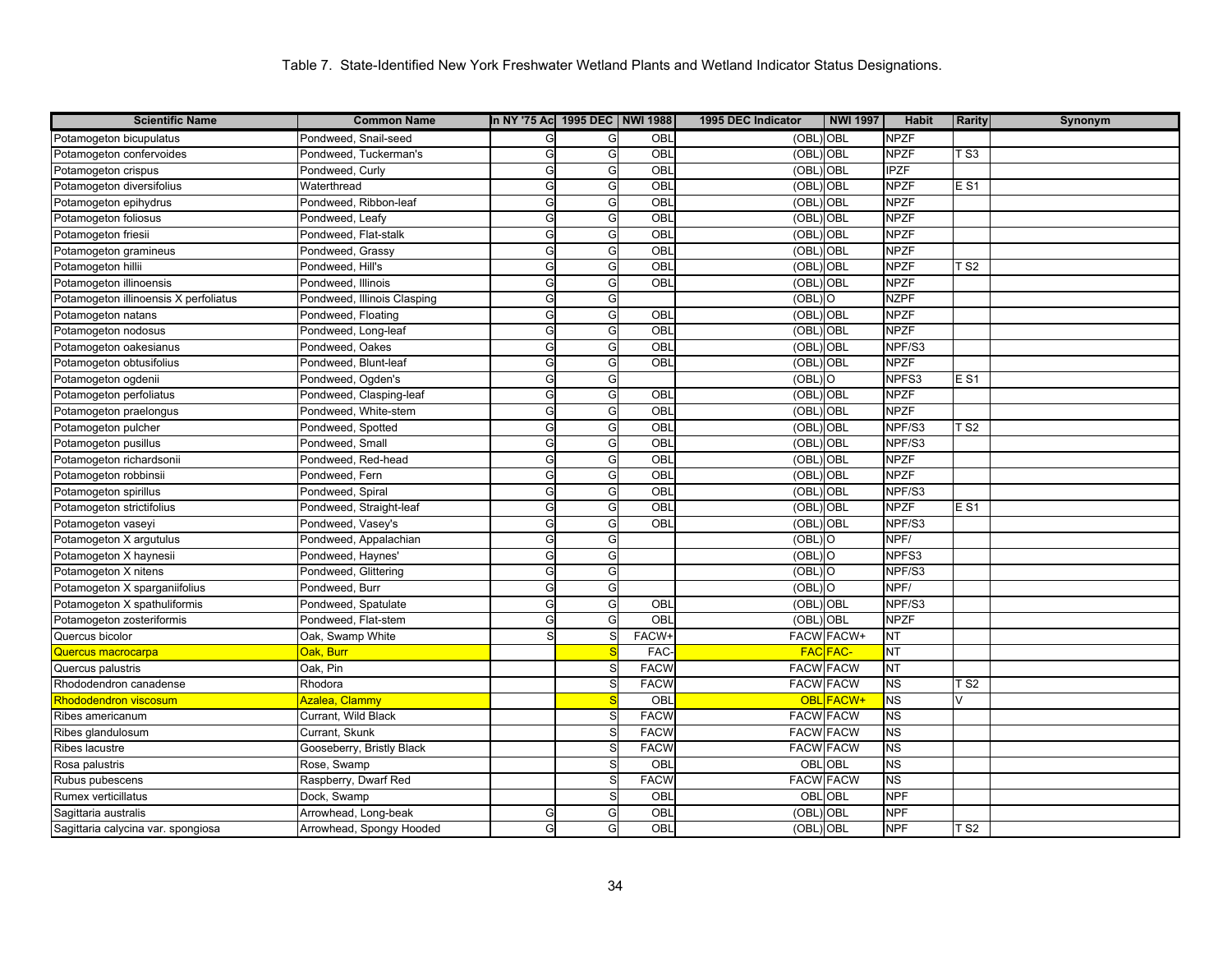Table 7. State-Identified New York Freshwater Wetland Plants and Wetland Indicator Status Designations.

| Scientific Name | Common Name | In NY '75 Ac | 1995 DEC | NWI 1988 | 1995 DEC Indicator | NWI 1997 | Habit | Rarity | Synonym |
|---|---|---|---|---|---|---|---|---|---|
| Potamogeton bicupulatus | Pondweed, Snail-seed | G | G | OBL | (OBL) | OBL | NPZF | | |
| Potamogeton confervoides | Pondweed, Tuckerman's | G | G | OBL | (OBL) | OBL | NPZF | T S3 | |
| Potamogeton crispus | Pondweed, Curly | G | G | OBL | (OBL) | OBL | IPZF | | |
| Potamogeton diversifolius | Waterthread | G | G | OBL | (OBL) | OBL | NPZF | E S1 | |
| Potamogeton epihydrus | Pondweed, Ribbon-leaf | G | G | OBL | (OBL) | OBL | NPZF | | |
| Potamogeton foliosus | Pondweed, Leafy | G | G | OBL | (OBL) | OBL | NPZF | | |
| Potamogeton friesii | Pondweed, Flat-stalk | G | G | OBL | (OBL) | OBL | NPZF | | |
| Potamogeton gramineus | Pondweed, Grassy | G | G | OBL | (OBL) | OBL | NPZF | | |
| Potamogeton hillii | Pondweed, Hill's | G | G | OBL | (OBL) | OBL | NPZF | T S2 | |
| Potamogeton illinoensis | Pondweed, Illinois | G | G | OBL | (OBL) | OBL | NPZF | | |
| Potamogeton illinoensis X perfoliatus | Pondweed, Illinois Clasping | G | G | | (OBL) | O | NZPF | | |
| Potamogeton natans | Pondweed, Floating | G | G | OBL | (OBL) | OBL | NPZF | | |
| Potamogeton nodosus | Pondweed, Long-leaf | G | G | OBL | (OBL) | OBL | NPZF | | |
| Potamogeton oakesianus | Pondweed, Oakes | G | G | OBL | (OBL) | OBL | NPF/S3 | | |
| Potamogeton obtusifolius | Pondweed, Blunt-leaf | G | G | OBL | (OBL) | OBL | NPZF | | |
| Potamogeton ogdenii | Pondweed, Ogden's | G | G | | (OBL) | O | NPFS3 | E S1 | |
| Potamogeton perfoliatus | Pondweed, Clasping-leaf | G | G | OBL | (OBL) | OBL | NPZF | | |
| Potamogeton praelongus | Pondweed, White-stem | G | G | OBL | (OBL) | OBL | NPZF | | |
| Potamogeton pulcher | Pondweed, Spotted | G | G | OBL | (OBL) | OBL | NPF/S3 | T S2 | |
| Potamogeton pusillus | Pondweed, Small | G | G | OBL | (OBL) | OBL | NPF/S3 | | |
| Potamogeton richardsonii | Pondweed, Red-head | G | G | OBL | (OBL) | OBL | NPZF | | |
| Potamogeton robbinsii | Pondweed, Fern | G | G | OBL | (OBL) | OBL | NPZF | | |
| Potamogeton spirillus | Pondweed, Spiral | G | G | OBL | (OBL) | OBL | NPF/S3 | | |
| Potamogeton strictifolius | Pondweed, Straight-leaf | G | G | OBL | (OBL) | OBL | NPZF | E S1 | |
| Potamogeton vaseyi | Pondweed, Vasey's | G | G | OBL | (OBL) | OBL | NPF/S3 | | |
| Potamogeton X argutulus | Pondweed, Appalachian | G | G | | (OBL) | O | NPF/ | | |
| Potamogeton X haynesii | Pondweed, Haynes' | G | G | | (OBL) | O | NPFS3 | | |
| Potamogeton X nitens | Pondweed, Glittering | G | G | | (OBL) | O | NPF/S3 | | |
| Potamogeton X sparganiifolius | Pondweed, Burr | G | G | | (OBL) | O | NPF/ | | |
| Potamogeton X spathuliformis | Pondweed, Spatulate | G | G | OBL | (OBL) | OBL | NPF/S3 | | |
| Potamogeton zosteriformis | Pondweed, Flat-stem | G | G | OBL | (OBL) | OBL | NPZF | | |
| Quercus bicolor | Oak, Swamp White | S | S | FACW+ | FACW | FACW+ | NT | | |
| Quercus macrocarpa | Oak, Burr | | S | FAC- | FAC | FAC- | NT | | |
| Quercus palustris | Oak, Pin | | S | FACW | FACW | FACW | NT | | |
| Rhododendron canadense | Rhodora | | S | FACW | FACW | FACW | NS | T S2 | |
| Rhododendron viscosum | Azalea, Clammy | | S | OBL | OBL | FACW+ | NS | V | |
| Ribes americanum | Currant, Wild Black | | S | FACW | FACW | FACW | NS | | |
| Ribes glandulosum | Currant, Skunk | | S | FACW | FACW | FACW | NS | | |
| Ribes lacustre | Gooseberry, Bristly Black | | S | FACW | FACW | FACW | NS | | |
| Rosa palustris | Rose, Swamp | | S | OBL | OBL | OBL | NS | | |
| Rubus pubescens | Raspberry, Dwarf Red | | S | FACW | FACW | FACW | NS | | |
| Rumex verticillatus | Dock, Swamp | | S | OBL | OBL | OBL | NPF | | |
| Sagittaria australis | Arrowhead, Long-beak | G | G | OBL | (OBL) | OBL | NPF | | |
| Sagittaria calycina var. spongiosa | Arrowhead, Spongy Hooded | G | G | OBL | (OBL) | OBL | NPF | T S2 | |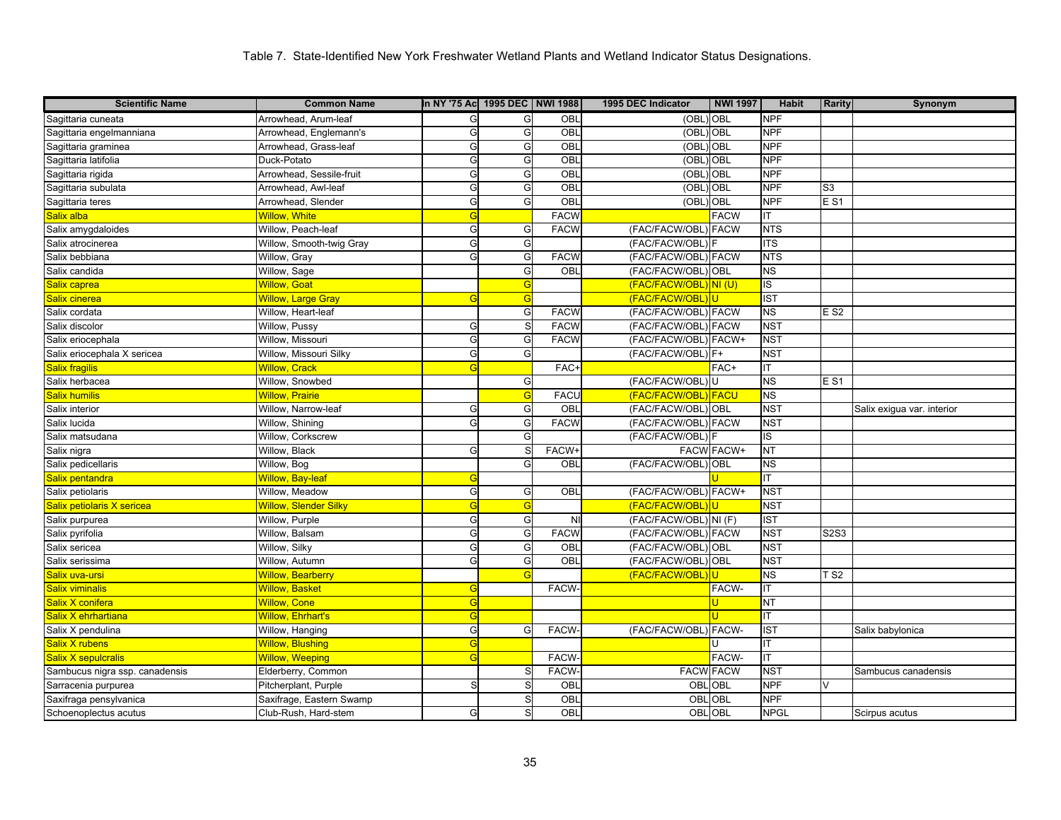Table 7. State-Identified New York Freshwater Wetland Plants and Wetland Indicator Status Designations.

| Scientific Name | Common Name | In NY '75 Ac | 1995 DEC | NWI 1988 | 1995 DEC Indicator | NWI 1997 | Habit | Rarity | Synonym |
|---|---|---|---|---|---|---|---|---|---|
| Sagittaria cuneata | Arrowhead, Arum-leaf | G | G | OBL | (OBL) | OBL | NPF | | |
| Sagittaria engelmanniana | Arrowhead, Englemann's | G | G | OBL | (OBL) | OBL | NPF | | |
| Sagittaria graminea | Arrowhead, Grass-leaf | G | G | OBL | (OBL) | OBL | NPF | | |
| Sagittaria latifolia | Duck-Potato | G | G | OBL | (OBL) | OBL | NPF | | |
| Sagittaria rigida | Arrowhead, Sessile-fruit | G | G | OBL | (OBL) | OBL | NPF | | |
| Sagittaria subulata | Arrowhead, Awl-leaf | G | G | OBL | (OBL) | OBL | NPF | S3 | |
| Sagittaria teres | Arrowhead, Slender | G | G | OBL | (OBL) | OBL | NPF | E S1 | |
| Salix alba | Willow, White | G | | FACW | | FACW | IT | | |
| Salix amygdaloides | Willow, Peach-leaf | G | G | FACW | (FAC/FACW/OBL) | FACW | NTS | | |
| Salix atrocinerea | Willow, Smooth-twig Gray | G | G | | (FAC/FACW/OBL) | F | ITS | | |
| Salix bebbiana | Willow, Gray | G | G | FACW | (FAC/FACW/OBL) | FACW | NTS | | |
| Salix candida | Willow, Sage | | G | OBL | (FAC/FACW/OBL) | OBL | NS | | |
| Salix caprea | Willow, Goat | | G | | (FAC/FACW/OBL) | NI (U) | IS | | |
| Salix cinerea | Willow, Large Gray | G | G | | (FAC/FACW/OBL) | U | IST | | |
| Salix cordata | Willow, Heart-leaf | | G | FACW | (FAC/FACW/OBL) | FACW | NS | E S2 | |
| Salix discolor | Willow, Pussy | G | S | FACW | (FAC/FACW/OBL) | FACW | NST | | |
| Salix eriocephala | Willow, Missouri | G | G | FACW | (FAC/FACW/OBL) | FACW+ | NST | | |
| Salix eriocephala X sericea | Willow, Missouri Silky | G | G | | (FAC/FACW/OBL) | F+ | NST | | |
| Salix fragilis | Willow, Crack | G | | FAC+ | | FAC+ | IT | | |
| Salix herbacea | Willow, Snowbed | | G | | (FAC/FACW/OBL) | U | NS | E S1 | |
| Salix humilis | Willow, Prairie | | G | FACU | (FAC/FACW/OBL) | FACU | NS | | |
| Salix interior | Willow, Narrow-leaf | G | G | OBL | (FAC/FACW/OBL) | OBL | NST | | Salix exigua var. interior |
| Salix lucida | Willow, Shining | G | G | FACW | (FAC/FACW/OBL) | FACW | NST | | |
| Salix matsudana | Willow, Corkscrew | | G | | (FAC/FACW/OBL) | F | IS | | |
| Salix nigra | Willow, Black | G | S | FACW+ | FACW | FACW+ | NT | | |
| Salix pedicellaris | Willow, Bog | | G | OBL | (FAC/FACW/OBL) | OBL | NS | | |
| Salix pentandra | Willow, Bay-leaf | G | | | | U | IT | | |
| Salix petiolaris | Willow, Meadow | G | G | OBL | (FAC/FACW/OBL) | FACW+ | NST | | |
| Salix petiolaris X sericea | Willow, Slender Silky | G | G | | (FAC/FACW/OBL) | U | NST | | |
| Salix purpurea | Willow, Purple | G | G | NI | (FAC/FACW/OBL) | NI (F) | IST | | |
| Salix pyrifolia | Willow, Balsam | G | G | FACW | (FAC/FACW/OBL) | FACW | NST | S2S3 | |
| Salix sericea | Willow, Silky | G | G | OBL | (FAC/FACW/OBL) | OBL | NST | | |
| Salix serissima | Willow, Autumn | G | G | OBL | (FAC/FACW/OBL) | OBL | NST | | |
| Salix uva-ursi | Willow, Bearberry | | G | | (FAC/FACW/OBL) | U | NS | T S2 | |
| Salix viminalis | Willow, Basket | G | | FACW- | | FACW- | IT | | |
| Salix X conifera | Willow, Cone | G | | | | U | NT | | |
| Salix X ehrhartiana | Willow, Ehrhart's | G | | | | U | IT | | |
| Salix X pendulina | Willow, Hanging | G | G | FACW- | (FAC/FACW/OBL) | FACW- | IST | | Salix babylonica |
| Salix X rubens | Willow, Blushing | G | | | | U | IT | | |
| Salix X sepulcralis | Willow, Weeping | G | | FACW- | | FACW- | IT | | |
| Sambucus nigra ssp. canadensis | Elderberry, Common | | S | FACW- | FACW | FACW | NST | | Sambucus canadensis |
| Sarracenia purpurea | Pitcherplant, Purple | S | S | OBL | OBL | OBL | NPF | V | |
| Saxifraga pensylvanica | Saxifrage, Eastern Swamp | | S | OBL | OBL | OBL | NPF | | |
| Schoenoplectus acutus | Club-Rush, Hard-stem | G | S | OBL | OBL | OBL | NPGL | | Scirpus acutus |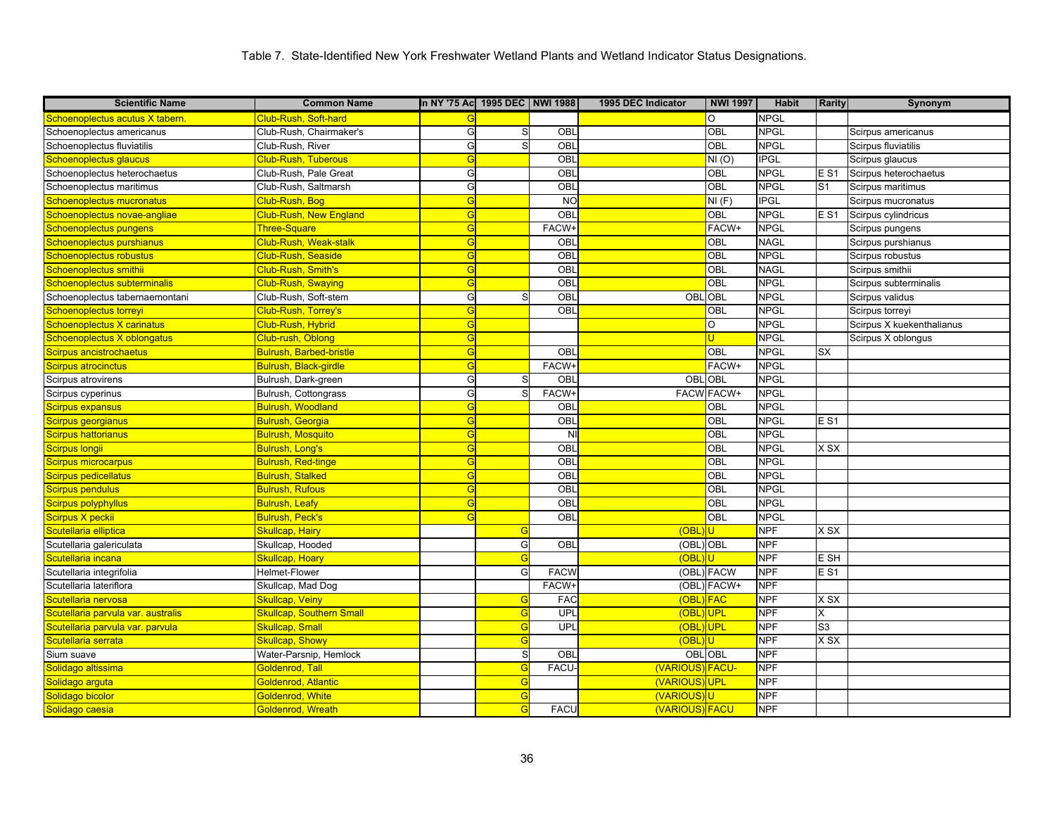Table 7. State-Identified New York Freshwater Wetland Plants and Wetland Indicator Status Designations.

| Scientific Name | Common Name | In NY '75 Ac | 1995 DEC | NWI 1988 | 1995 DEC Indicator | NWI 1997 | Habit | Rarity | Synonym |
|---|---|---|---|---|---|---|---|---|---|
| Schoenoplectus acutus X tabern. | Club-Rush, Soft-hard | G | | | | O | NPGL | | |
| Schoenoplectus americanus | Club-Rush, Chairmaker's | G | S | OBL | | OBL | NPGL | | Scirpus americanus |
| Schoenoplectus fluviatilis | Club-Rush, River | G | S | OBL | | OBL | NPGL | | Scirpus fluviatilis |
| Schoenoplectus glaucus | Club-Rush, Tuberous | G | | OBL | | NI (O) | IPGL | | Scirpus glaucus |
| Schoenoplectus heterochaetus | Club-Rush, Pale Great | G | | OBL | | OBL | NPGL | E S1 | Scirpus heterochaetus |
| Schoenoplectus maritimus | Club-Rush, Saltmarsh | G | | OBL | | OBL | NPGL | S1 | Scirpus maritimus |
| Schoenoplectus mucronatus | Club-Rush, Bog | G | | NO | | NI (F) | IPGL | | Scirpus mucronatus |
| Schoenoplectus novae-angliae | Club-Rush, New England | G | | OBL | | OBL | NPGL | E S1 | Scirpus cylindricus |
| Schoenoplectus pungens | Three-Square | G | | FACW+ | | FACW+ | NPGL | | Scirpus pungens |
| Schoenoplectus purshianus | Club-Rush, Weak-stalk | G | | OBL | | OBL | NAGL | | Scirpus purshianus |
| Schoenoplectus robustus | Club-Rush, Seaside | G | | OBL | | OBL | NPGL | | Scirpus robustus |
| Schoenoplectus smithii | Club-Rush, Smith's | G | | OBL | | OBL | NAGL | | Scirpus smithii |
| Schoenoplectus subterminalis | Club-Rush, Swaying | G | | OBL | | OBL | NPGL | | Scirpus subterminalis |
| Schoenoplectus tabernaemontani | Club-Rush, Soft-stem | G | S | OBL | OBL | OBL | NPGL | | Scirpus validus |
| Schoenoplectus torreyi | Club-Rush, Torrey's | G | | OBL | | OBL | NPGL | | Scirpus torreyi |
| Schoenoplectus X carinatus | Club-Rush, Hybrid | G | | | | O | NPGL | | Scirpus X kuekenthalianus |
| Schoenoplectus X oblongatus | Club-rush, Oblong | G | | | | U | NPGL | | Scirpus X oblongus |
| Scirpus ancistrochaetus | Bulrush, Barbed-bristle | G | | OBL | | OBL | NPGL | SX | |
| Scirpus atrocinctus | Bulrush, Black-girdle | G | | FACW+ | | FACW+ | NPGL | | |
| Scirpus atrovirens | Bulrush, Dark-green | G | S | OBL | OBL | OBL | NPGL | | |
| Scirpus cyperinus | Bulrush, Cottongrass | G | S | FACW+ | FACW | FACW+ | NPGL | | |
| Scirpus expansus | Bulrush, Woodland | G | | OBL | | OBL | NPGL | | |
| Scirpus georgianus | Bulrush, Georgia | G | | OBL | | OBL | NPGL | E S1 | |
| Scirpus hattorianus | Bulrush, Mosquito | G | | NI | | OBL | NPGL | | |
| Scirpus longii | Bulrush, Long's | G | | OBL | | OBL | NPGL | X SX | |
| Scirpus microcarpus | Bulrush, Red-tinge | G | | OBL | | OBL | NPGL | | |
| Scirpus pedicellatus | Bulrush, Stalked | G | | OBL | | OBL | NPGL | | |
| Scirpus pendulus | Bulrush, Rufous | G | | OBL | | OBL | NPGL | | |
| Scirpus polyphyllus | Bulrush, Leafy | G | | OBL | | OBL | NPGL | | |
| Scirpus X peckii | Bulrush, Peck's | G | | OBL | | OBL | NPGL | | |
| Scutellaria elliptica | Skullcap, Hairy | | G | | (OBL) | U | NPF | X SX | |
| Scutellaria galericulata | Skullcap, Hooded | | G | OBL | (OBL) | OBL | NPF | | |
| Scutellaria incana | Skullcap, Hoary | | G | | (OBL) | U | NPF | E SH | |
| Scutellaria integrifolia | Helmet-Flower | | G | FACW | (OBL) | FACW | NPF | E S1 | |
| Scutellaria lateriflora | Skullcap, Mad Dog | | | FACW+ | (OBL) | FACW+ | NPF | | |
| Scutellaria nervosa | Skullcap, Veiny | | G | FAC | (OBL) | FAC | NPF | X SX | |
| Scutellaria parvula var. australis | Skullcap, Southern Small | | G | UPL | (OBL) | UPL | NPF | X | |
| Scutellaria parvula var. parvula | Skullcap, Small | | G | UPL | (OBL) | UPL | NPF | S3 | |
| Scutellaria serrata | Skullcap, Showy | | G | | (OBL) | U | NPF | X SX | |
| Sium suave | Water-Parsnip, Hemlock | | S | OBL | OBL | OBL | NPF | | |
| Solidago altissima | Goldenrod, Tall | | G | FACU- | (VARIOUS) | FACU- | NPF | | |
| Solidago arguta | Goldenrod, Atlantic | | G | | (VARIOUS) | UPL | NPF | | |
| Solidago bicolor | Goldenrod, White | | G | | (VARIOUS) | U | NPF | | |
| Solidago caesia | Goldenrod, Wreath | | G | FACU | (VARIOUS) | FACU | NPF | | |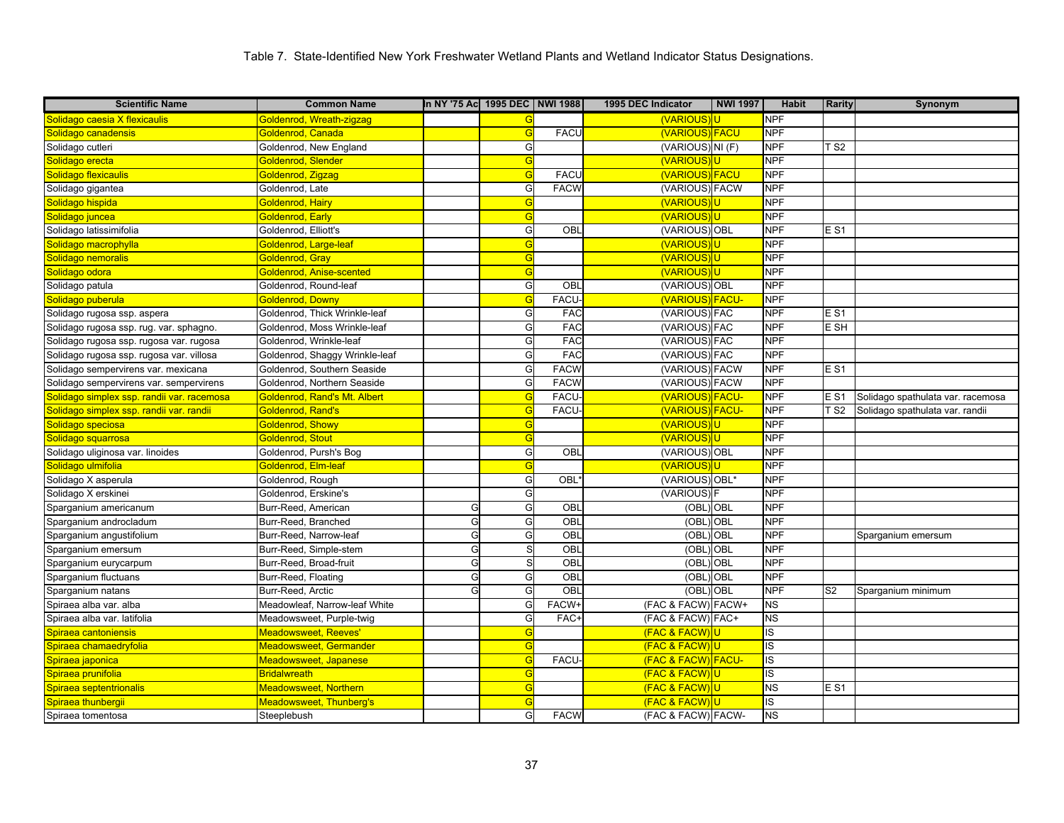Table 7. State-Identified New York Freshwater Wetland Plants and Wetland Indicator Status Designations.

| Scientific Name | Common Name | In NY '75 Ac | 1995 DEC | NWI 1988 | 1995 DEC Indicator | NWI 1997 | Habit | Rarity | Synonym |
|---|---|---|---|---|---|---|---|---|---|
| Solidago caesia X flexicaulis | Goldenrod, Wreath-zigzag | | G | | (VARIOUS) | U | NPF | | |
| Solidago canadensis | Goldenrod, Canada | | G | FACU | (VARIOUS) | FACU | NPF | | |
| Solidago cutleri | Goldenrod, New England | | G | | (VARIOUS) | NI (F) | NPF | T S2 | |
| Solidago erecta | Goldenrod, Slender | | G | | (VARIOUS) | U | NPF | | |
| Solidago flexicaulis | Goldenrod, Zigzag | | G | FACU | (VARIOUS) | FACU | NPF | | |
| Solidago gigantea | Goldenrod, Late | | G | FACW | (VARIOUS) | FACW | NPF | | |
| Solidago hispida | Goldenrod, Hairy | | G | | (VARIOUS) | U | NPF | | |
| Solidago juncea | Goldenrod, Early | | G | | (VARIOUS) | U | NPF | | |
| Solidago latissimifolia | Goldenrod, Elliott's | | G | OBL | (VARIOUS) | OBL | NPF | E S1 | |
| Solidago macrophylla | Goldenrod, Large-leaf | | G | | (VARIOUS) | U | NPF | | |
| Solidago nemoralis | Goldenrod, Gray | | G | | (VARIOUS) | U | NPF | | |
| Solidago odora | Goldenrod, Anise-scented | | G | | (VARIOUS) | U | NPF | | |
| Solidago patula | Goldenrod, Round-leaf | | G | OBL | (VARIOUS) | OBL | NPF | | |
| Solidago puberula | Goldenrod, Downy | | G | FACU- | (VARIOUS) | FACU- | NPF | | |
| Solidago rugosa ssp. aspera | Goldenrod, Thick Wrinkle-leaf | | G | FAC | (VARIOUS) | FAC | NPF | E S1 | |
| Solidago rugosa ssp. rug. var. sphagno. | Goldenrod, Moss Wrinkle-leaf | | G | FAC | (VARIOUS) | FAC | NPF | E SH | |
| Solidago rugosa ssp. rugosa var. rugosa | Goldenrod, Wrinkle-leaf | | G | FAC | (VARIOUS) | FAC | NPF | | |
| Solidago rugosa ssp. rugosa var. villosa | Goldenrod, Shaggy Wrinkle-leaf | | G | FAC | (VARIOUS) | FAC | NPF | | |
| Solidago sempervirens var. mexicana | Goldenrod, Southern Seaside | | G | FACW | (VARIOUS) | FACW | NPF | E S1 | |
| Solidago sempervirens var. sempervirens | Goldenrod, Northern Seaside | | G | FACW | (VARIOUS) | FACW | NPF | | |
| Solidago simplex ssp. randii var. racemosa | Goldenrod, Rand's Mt. Albert | | G | FACU- | (VARIOUS) | FACU- | NPF | E S1 | Solidago spathulata var. racemosa |
| Solidago simplex ssp. randii var. randii | Goldenrod, Rand's | | G | FACU- | (VARIOUS) | FACU- | NPF | T S2 | Solidago spathulata var. randii |
| Solidago speciosa | Goldenrod, Showy | | G | | (VARIOUS) | U | NPF | | |
| Solidago squarrosa | Goldenrod, Stout | | G | | (VARIOUS) | U | NPF | | |
| Solidago uliginosa var. linoides | Goldenrod, Pursh's Bog | | G | OBL | (VARIOUS) | OBL | NPF | | |
| Solidago ulmifolia | Goldenrod, Elm-leaf | | G | | (VARIOUS) | U | NPF | | |
| Solidago X asperula | Goldenrod, Rough | | G | OBL* | (VARIOUS) | OBL* | NPF | | |
| Solidago X erskinei | Goldenrod, Erskine's | | G | | (VARIOUS) | F | NPF | | |
| Sparganium americanum | Burr-Reed, American | G | G | OBL | (OBL) | OBL | NPF | | |
| Sparganium androcladum | Burr-Reed, Branched | G | G | OBL | (OBL) | OBL | NPF | | |
| Sparganium angustifolium | Burr-Reed, Narrow-leaf | G | G | OBL | (OBL) | OBL | NPF | | Sparganium emersum |
| Sparganium emersum | Burr-Reed, Simple-stem | G | S | OBL | (OBL) | OBL | NPF | | |
| Sparganium eurycarpum | Burr-Reed, Broad-fruit | G | S | OBL | (OBL) | OBL | NPF | | |
| Sparganium fluctuans | Burr-Reed, Floating | G | G | OBL | (OBL) | OBL | NPF | | |
| Sparganium natans | Burr-Reed, Arctic | G | G | OBL | (OBL) | OBL | NPF | S2 | Sparganium minimum |
| Spiraea alba var. alba | Meadowleaf, Narrow-leaf White | | G | FACW+ | (FAC & FACW) | FACW+ | NS | | |
| Spiraea alba var. latifolia | Meadowsweet, Purple-twig | | G | FAC+ | (FAC & FACW) | FAC+ | NS | | |
| Spiraea cantoniensis | Meadowsweet, Reeves' | | G | | (FAC & FACW) | U | IS | | |
| Spiraea chamaedryfolia | Meadowsweet, Germander | | G | | (FAC & FACW) | U | IS | | |
| Spiraea japonica | Meadowsweet, Japanese | | G | FACU- | (FAC & FACW) | FACU- | IS | | |
| Spiraea prunifolia | Bridalwreath | | G | | (FAC & FACW) | U | IS | | |
| Spiraea septentrionalis | Meadowsweet, Northern | | G | | (FAC & FACW) | U | NS | E S1 | |
| Spiraea thunbergii | Meadowsweet, Thunberg's | | G | | (FAC & FACW) | U | IS | | |
| Spiraea tomentosa | Steeplebush | | G | FACW | (FAC & FACW) | FACW- | NS | | |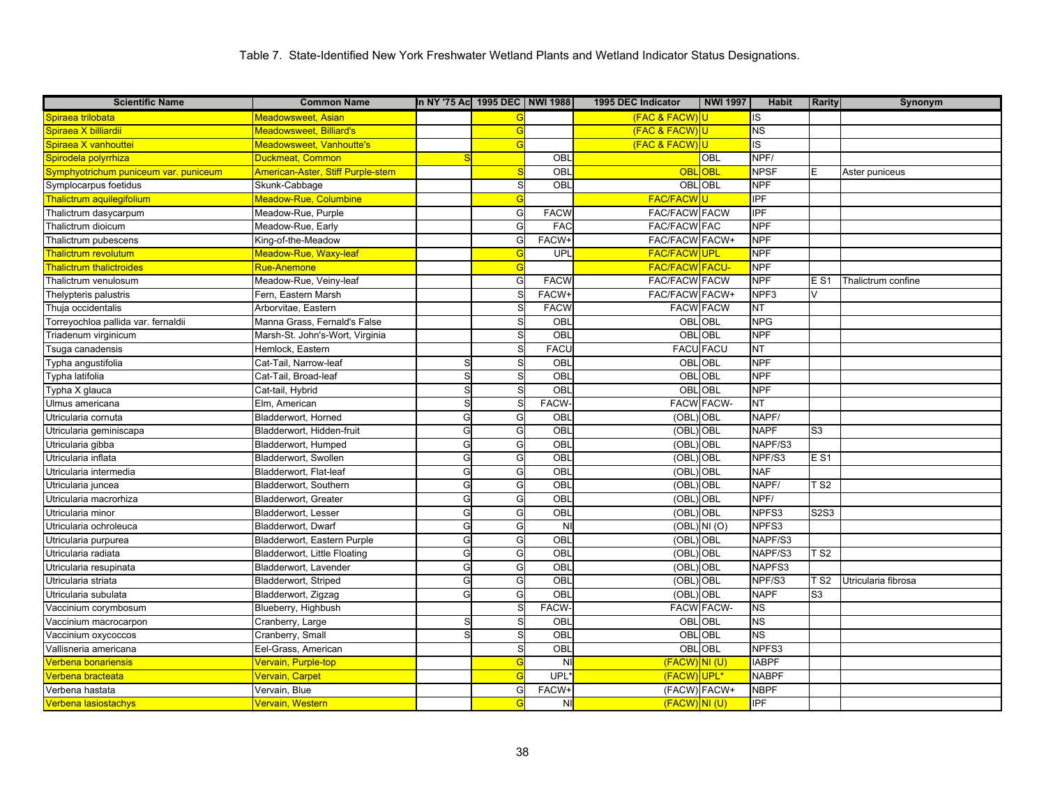Table 7. State-Identified New York Freshwater Wetland Plants and Wetland Indicator Status Designations.

| Scientific Name | Common Name | In NY '75 Ac | 1995 DEC | NWI 1988 | 1995 DEC Indicator | NWI 1997 | Habit | Rarity | Synonym |
|---|---|---|---|---|---|---|---|---|---|
| Spiraea trilobata | Meadowsweet, Asian | | G | | (FAC & FACW) | U | IS | | |
| Spiraea X billiardii | Meadowsweet, Billiard's | | G | | (FAC & FACW) | U | NS | | |
| Spiraea X vanhouttei | Meadowsweet, Vanhoutte's | | G | | (FAC & FACW) | U | IS | | |
| Spirodela polyrrhiza | Duckmeat, Common | S | | OBL | | OBL | NPF/ | | |
| Symphyotrichum puniceum var. puniceum | American-Aster, Stiff Purple-stem | | S | OBL | OBL | OBL | NPSF | E | Aster puniceus |
| Symplocarpus foetidus | Skunk-Cabbage | | S | OBL | OBL | OBL | NPF | | |
| Thalictrum aquilegifolium | Meadow-Rue, Columbine | | G | | FAC/FACW | U | IPF | | |
| Thalictrum dasycarpum | Meadow-Rue, Purple | | G | FACW | FAC/FACW | FACW | IPF | | |
| Thalictrum dioicum | Meadow-Rue, Early | | G | FAC | FAC/FACW | FAC | NPF | | |
| Thalictrum pubescens | King-of-the-Meadow | | G | FACW+ | FAC/FACW | FACW+ | NPF | | |
| Thalictrum revolutum | Meadow-Rue, Waxy-leaf | | G | UPL | FAC/FACW | UPL | NPF | | |
| Thalictrum thalictroides | Rue-Anemone | | G | | FAC/FACW | FACU- | NPF | | |
| Thalictrum venulosum | Meadow-Rue, Veiny-leaf | | G | FACW | FAC/FACW | FACW | NPF | E S1 | Thalictrum confine |
| Thelypteris palustris | Fern, Eastern Marsh | | S | FACW+ | FAC/FACW | FACW+ | NPF3 | V | |
| Thuja occidentalis | Arborvitae, Eastern | | S | FACW | FACW | FACW | NT | | |
| Torreyochloa pallida var. fernaldii | Manna Grass, Fernald's False | | S | OBL | OBL | OBL | NPG | | |
| Triadenum virginicum | Marsh-St. John's-Wort, Virginia | | S | OBL | OBL | OBL | NPF | | |
| Tsuga canadensis | Hemlock, Eastern | | S | FACU | FACU | FACU | NT | | |
| Typha angustifolia | Cat-Tail, Narrow-leaf | S | S | OBL | OBL | OBL | NPF | | |
| Typha latifolia | Cat-Tail, Broad-leaf | S | S | OBL | OBL | OBL | NPF | | |
| Typha X glauca | Cat-tail, Hybrid | S | S | OBL | OBL | OBL | NPF | | |
| Ulmus americana | Elm, American | S | S | FACW- | FACW | FACW- | NT | | |
| Utricularia cornuta | Bladderwort, Horned | G | G | OBL | (OBL) | OBL | NAPF/ | | |
| Utricularia geminiscapa | Bladderwort, Hidden-fruit | G | G | OBL | (OBL) | OBL | NAPF | S3 | |
| Utricularia gibba | Bladderwort, Humped | G | G | OBL | (OBL) | OBL | NAPF/S3 | | |
| Utricularia inflata | Bladderwort, Swollen | G | G | OBL | (OBL) | OBL | NPF/S3 | E S1 | |
| Utricularia intermedia | Bladderwort, Flat-leaf | G | G | OBL | (OBL) | OBL | NAF | | |
| Utricularia juncea | Bladderwort, Southern | G | G | OBL | (OBL) | OBL | NAPF/ | T S2 | |
| Utricularia macrorhiza | Bladderwort, Greater | G | G | OBL | (OBL) | OBL | NPF/ | | |
| Utricularia minor | Bladderwort, Lesser | G | G | OBL | (OBL) | OBL | NPFS3 | S2S3 | |
| Utricularia ochroleuca | Bladderwort, Dwarf | G | G | NI | (OBL) | NI (O) | NPFS3 | | |
| Utricularia purpurea | Bladderwort, Eastern Purple | G | G | OBL | (OBL) | OBL | NAPF/S3 | | |
| Utricularia radiata | Bladderwort, Little Floating | G | G | OBL | (OBL) | OBL | NAPF/S3 | T S2 | |
| Utricularia resupinata | Bladderwort, Lavender | G | G | OBL | (OBL) | OBL | NAPFS3 | | |
| Utricularia striata | Bladderwort, Striped | G | G | OBL | (OBL) | OBL | NPF/S3 | T S2 | Utricularia fibrosa |
| Utricularia subulata | Bladderwort, Zigzag | G | G | OBL | (OBL) | OBL | NAPF | S3 | |
| Vaccinium corymbosum | Blueberry, Highbush | | S | FACW- | FACW | FACW- | NS | | |
| Vaccinium macrocarpon | Cranberry, Large | S | S | OBL | OBL | OBL | NS | | |
| Vaccinium oxycoccos | Cranberry, Small | S | S | OBL | OBL | OBL | NS | | |
| Vallisneria americana | Eel-Grass, American | | S | OBL | OBL | OBL | NPFS3 | | |
| Verbena bonariensis | Vervain, Purple-top | | G | NI | (FACW) | NI (U) | IABPF | | |
| Verbena bracteata | Vervain, Carpet | | G | UPL* | (FACW) | UPL* | NABPF | | |
| Verbena hastata | Vervain, Blue | | G | FACW+ | (FACW) | FACW+ | NBPF | | |
| Verbena lasiostachys | Vervain, Western | | G | NI | (FACW) | NI (U) | IPF | | |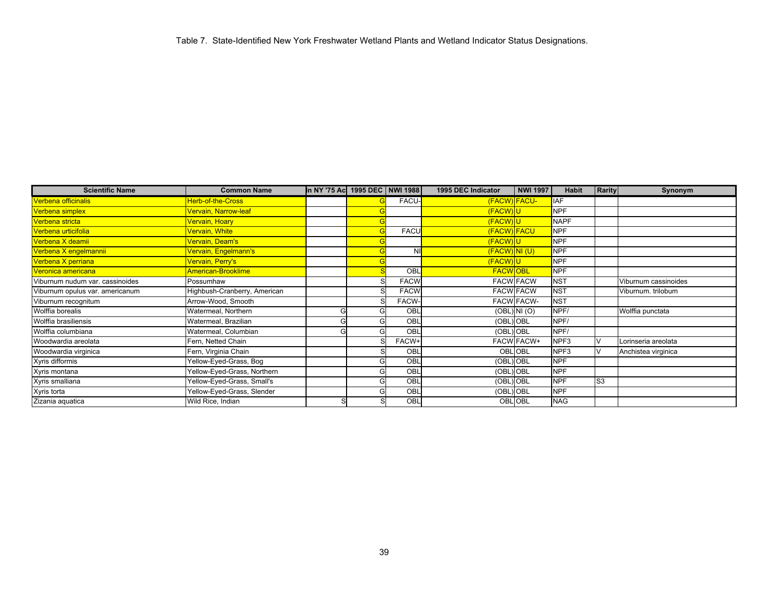Table 7. State-Identified New York Freshwater Wetland Plants and Wetland Indicator Status Designations.

| Scientific Name | Common Name | In NY '75 Ac | 1995 DEC | NWI 1988 | 1995 DEC Indicator | NWI 1997 | Habit | Rarity | Synonym |
|---|---|---|---|---|---|---|---|---|---|
| Verbena officinalis | Herb-of-the-Cross | | G | FACU- | (FACW) | FACU- | IAF | | |
| Verbena simplex | Vervain, Narrow-leaf | | G | | (FACW) | U | NPF | | |
| Verbena stricta | Vervain, Hoary | | G | | (FACW) | U | NAPF | | |
| Verbena urticifolia | Vervain, White | | G | FACU | (FACW) | FACU | NPF | | |
| Verbena X deamii | Vervain, Deam's | | G | | (FACW) | U | NPF | | |
| Verbena X engelmannii | Vervain, Engelmann's | | G | NI | (FACW) | NI (U) | NPF | | |
| Verbena X perriana | Vervain, Perry's | | G | | (FACW) | U | NPF | | |
| Veronica americana | American-Brooklime | | S | OBL | FACW | OBL | NPF | | |
| Viburnum nudum var. cassinoides | Possumhaw | | S | FACW | FACW | FACW | NST | | Viburnum cassinoides |
| Viburnum opulus var. americanum | Highbush-Cranberry, American | | S | FACW | FACW | FACW | NST | | Viburnum. trilobum |
| Viburnum recognitum | Arrow-Wood, Smooth | | S | FACW- | FACW | FACW- | NST | | |
| Wolffia borealis | Watermeal, Northern | G | G | OBL | (OBL) | NI (O) | NPF/ | | Wolffia punctata |
| Wolffia brasiliensis | Watermeal, Brazilian | G | G | OBL | (OBL) | OBL | NPF/ | | |
| Wolffia columbiana | Watermeal, Columbian | G | G | OBL | (OBL) | OBL | NPF/ | | |
| Woodwardia areolata | Fern, Netted Chain | | S | FACW+ | FACW | FACW+ | NPF3 | V | Lorinseria areolata |
| Woodwardia virginica | Fern, Virginia Chain | | S | OBL | OBL | OBL | NPF3 | V | Anchistea virginica |
| Xyris difformis | Yellow-Eyed-Grass, Bog | | G | OBL | (OBL) | OBL | NPF | | |
| Xyris montana | Yellow-Eyed-Grass, Northern | | G | OBL | (OBL) | OBL | NPF | | |
| Xyris smalliana | Yellow-Eyed-Grass, Small's | | G | OBL | (OBL) | OBL | NPF | S3 | |
| Xyris torta | Yellow-Eyed-Grass, Slender | | G | OBL | (OBL) | OBL | NPF | | |
| Zizania aquatica | Wild Rice, Indian | S | S | OBL | OBL | OBL | NAG | | |